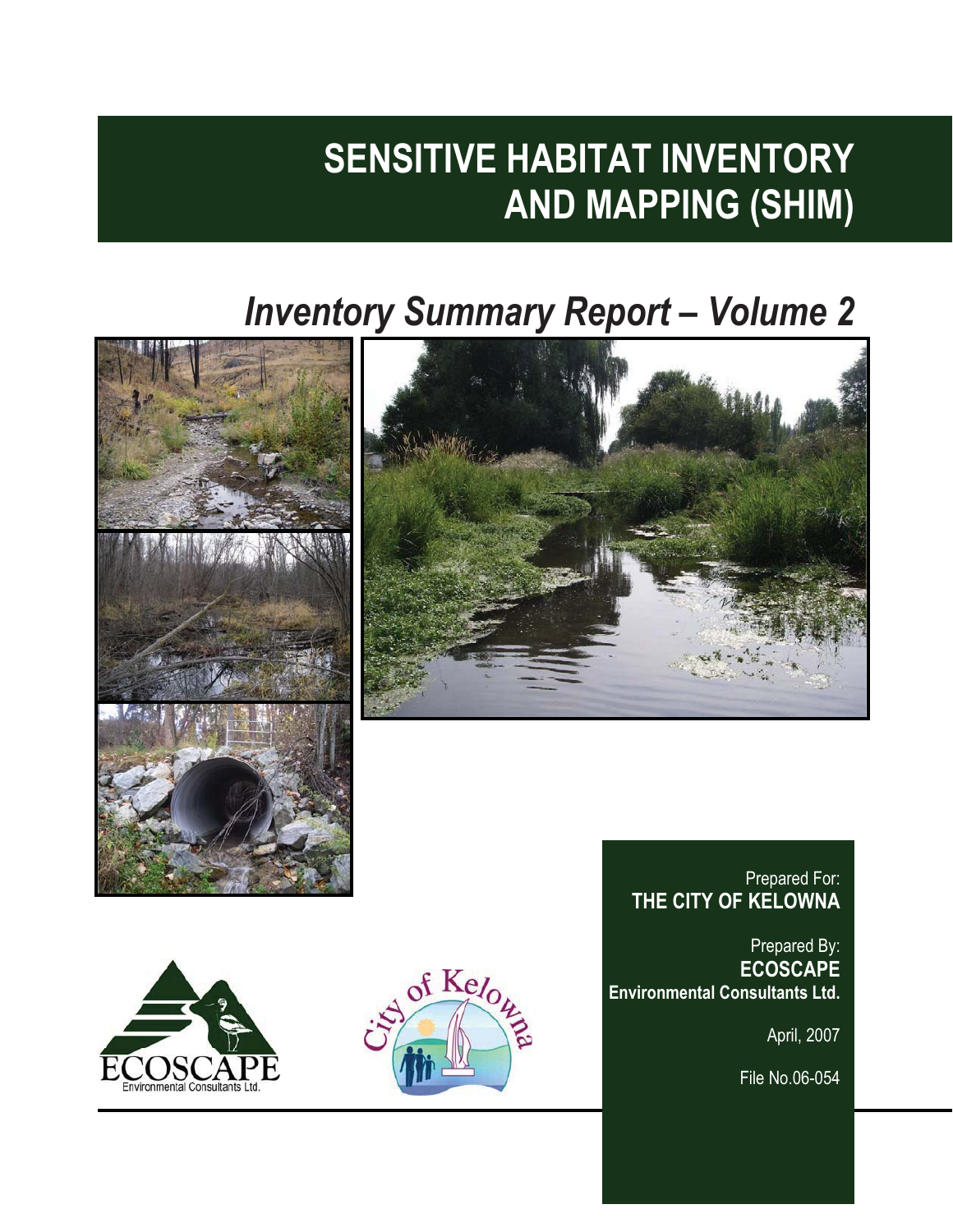# SENSITIVE HABITAT INVENTORY AND MAPPING (SHIM)

## *Inventory Summary Report – Volume 2*

Prepared For:
**THE CITY OF KELOWNA**

Prepared By:
**ECOSCAPE**
**Environmental Consultants Ltd.**

April, 2007

File No.06-054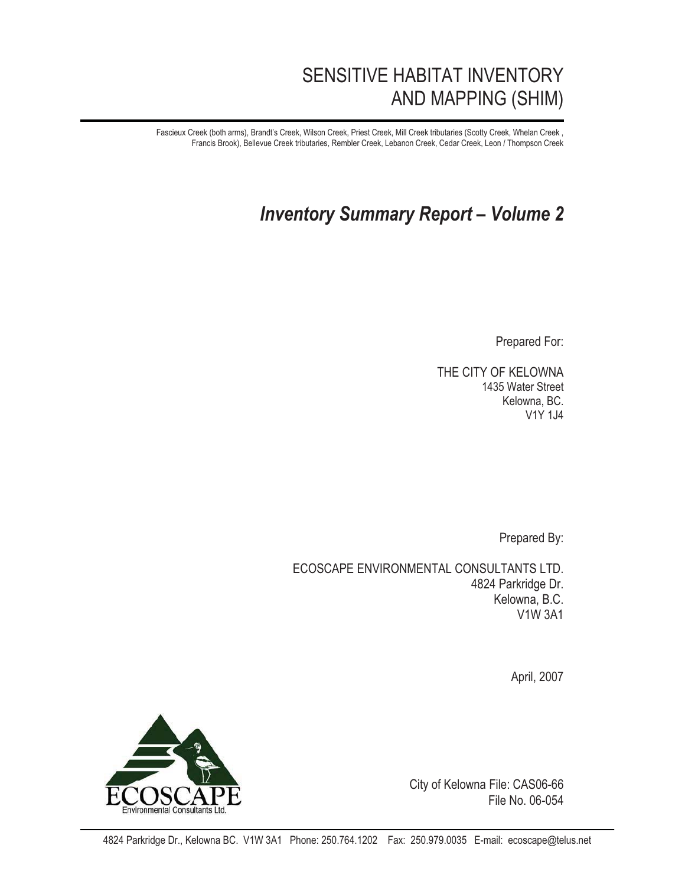# SENSITIVE HABITAT INVENTORY AND MAPPING (SHIM)

Fascieux Creek (both arms), Brandt's Creek, Wilson Creek, Priest Creek, Mill Creek tributaries (Scotty Creek, Whelan Creek , Francis Brook), Bellevue Creek tributaries, Rembler Creek, Lebanon Creek, Cedar Creek, Leon / Thompson Creek

## *Inventory Summary Report – Volume 2*

Prepared For:

THE CITY OF KELOWNA
1435 Water Street
Kelowna, BC.
V1Y 1J4

Prepared By:

ECOSCAPE ENVIRONMENTAL CONSULTANTS LTD.
4824 Parkridge Dr.
Kelowna, B.C.
V1W 3A1

April, 2007

City of Kelowna File: CAS06-66
File No. 06-054

4824 Parkridge Dr., Kelowna BC. V1W 3A1 Phone: 250.764.1202 Fax: 250.979.0035 E-mail: ecoscape@telus.net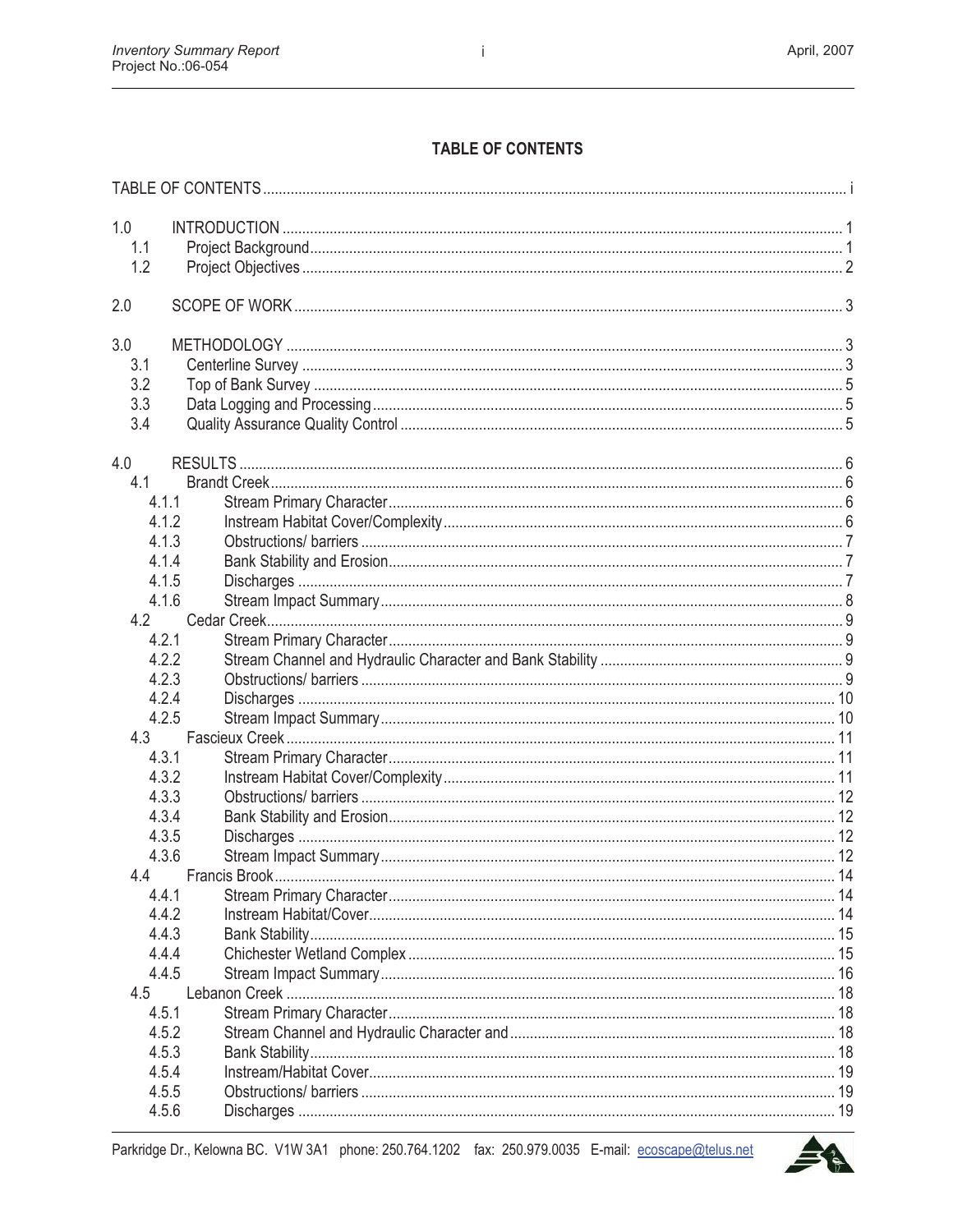## TABLE OF CONTENTS

TABLE OF CONTENTS ..... i

1.0 INTRODUCTION ..... 1
- 1.1 Project Background ..... 1
- 1.2 Project Objectives ..... 2

2.0 SCOPE OF WORK ..... 3

3.0 METHODOLOGY ..... 3
- 3.1 Centerline Survey ..... 3
- 3.2 Top of Bank Survey ..... 5
- 3.3 Data Logging and Processing ..... 5
- 3.4 Quality Assurance Quality Control ..... 5

4.0 RESULTS ..... 6
- 4.1 Brandt Creek ..... 6
  - 4.1.1 Stream Primary Character ..... 6
  - 4.1.2 Instream Habitat Cover/Complexity ..... 6
  - 4.1.3 Obstructions/ barriers ..... 7
  - 4.1.4 Bank Stability and Erosion ..... 7
  - 4.1.5 Discharges ..... 7
  - 4.1.6 Stream Impact Summary ..... 8
- 4.2 Cedar Creek ..... 9
  - 4.2.1 Stream Primary Character ..... 9
  - 4.2.2 Stream Channel and Hydraulic Character and Bank Stability ..... 9
  - 4.2.3 Obstructions/ barriers ..... 9
  - 4.2.4 Discharges ..... 10
  - 4.2.5 Stream Impact Summary ..... 10
- 4.3 Fascieux Creek ..... 11
  - 4.3.1 Stream Primary Character ..... 11
  - 4.3.2 Instream Habitat Cover/Complexity ..... 11
  - 4.3.3 Obstructions/ barriers ..... 12
  - 4.3.4 Bank Stability and Erosion ..... 12
  - 4.3.5 Discharges ..... 12
  - 4.3.6 Stream Impact Summary ..... 12
- 4.4 Francis Brook ..... 14
  - 4.4.1 Stream Primary Character ..... 14
  - 4.4.2 Instream Habitat/Cover ..... 14
  - 4.4.3 Bank Stability ..... 15
  - 4.4.4 Chichester Wetland Complex ..... 15
  - 4.4.5 Stream Impact Summary ..... 16
- 4.5 Lebanon Creek ..... 18
  - 4.5.1 Stream Primary Character ..... 18
  - 4.5.2 Stream Channel and Hydraulic Character and ..... 18
  - 4.5.3 Bank Stability ..... 18
  - 4.5.4 Instream/Habitat Cover ..... 19
  - 4.5.5 Obstructions/ barriers ..... 19
  - 4.5.6 Discharges ..... 19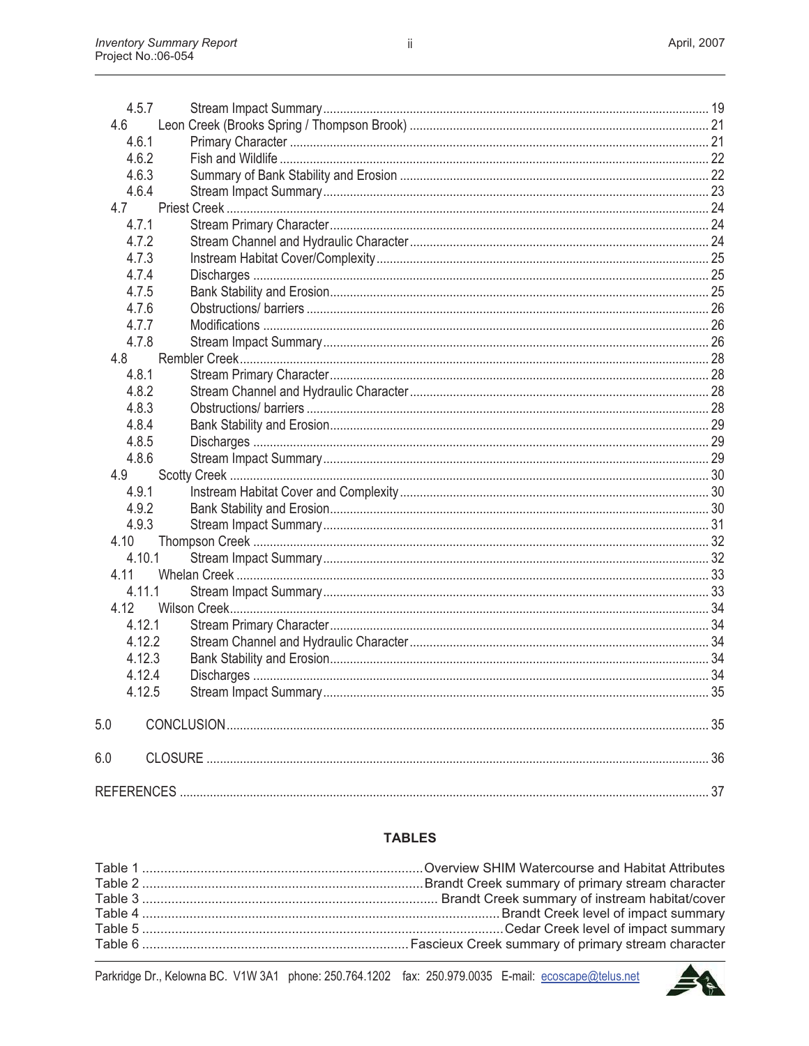4.5.7 Stream Impact Summary ..... 19
4.6 Leon Creek (Brooks Spring / Thompson Brook) ..... 21
4.6.1 Primary Character ..... 21
4.6.2 Fish and Wildlife ..... 22
4.6.3 Summary of Bank Stability and Erosion ..... 22
4.6.4 Stream Impact Summary ..... 23
4.7 Priest Creek ..... 24
4.7.1 Stream Primary Character ..... 24
4.7.2 Stream Channel and Hydraulic Character ..... 24
4.7.3 Instream Habitat Cover/Complexity ..... 25
4.7.4 Discharges ..... 25
4.7.5 Bank Stability and Erosion ..... 25
4.7.6 Obstructions/ barriers ..... 26
4.7.7 Modifications ..... 26
4.7.8 Stream Impact Summary ..... 26
4.8 Rembler Creek ..... 28
4.8.1 Stream Primary Character ..... 28
4.8.2 Stream Channel and Hydraulic Character ..... 28
4.8.3 Obstructions/ barriers ..... 28
4.8.4 Bank Stability and Erosion ..... 29
4.8.5 Discharges ..... 29
4.8.6 Stream Impact Summary ..... 29
4.9 Scotty Creek ..... 30
4.9.1 Instream Habitat Cover and Complexity ..... 30
4.9.2 Bank Stability and Erosion ..... 30
4.9.3 Stream Impact Summary ..... 31
4.10 Thompson Creek ..... 32
4.10.1 Stream Impact Summary ..... 32
4.11 Whelan Creek ..... 33
4.11.1 Stream Impact Summary ..... 33
4.12 Wilson Creek ..... 34
4.12.1 Stream Primary Character ..... 34
4.12.2 Stream Channel and Hydraulic Character ..... 34
4.12.3 Bank Stability and Erosion ..... 34
4.12.4 Discharges ..... 34
4.12.5 Stream Impact Summary ..... 35

5.0 CONCLUSION ..... 35

6.0 CLOSURE ..... 36

REFERENCES ..... 37

## TABLES

Table 1 ..... Overview SHIM Watercourse and Habitat Attributes
Table 2 ..... Brandt Creek summary of primary stream character
Table 3 ..... Brandt Creek summary of instream habitat/cover
Table 4 ..... Brandt Creek level of impact summary
Table 5 ..... Cedar Creek level of impact summary
Table 6 ..... Fascieux Creek summary of primary stream character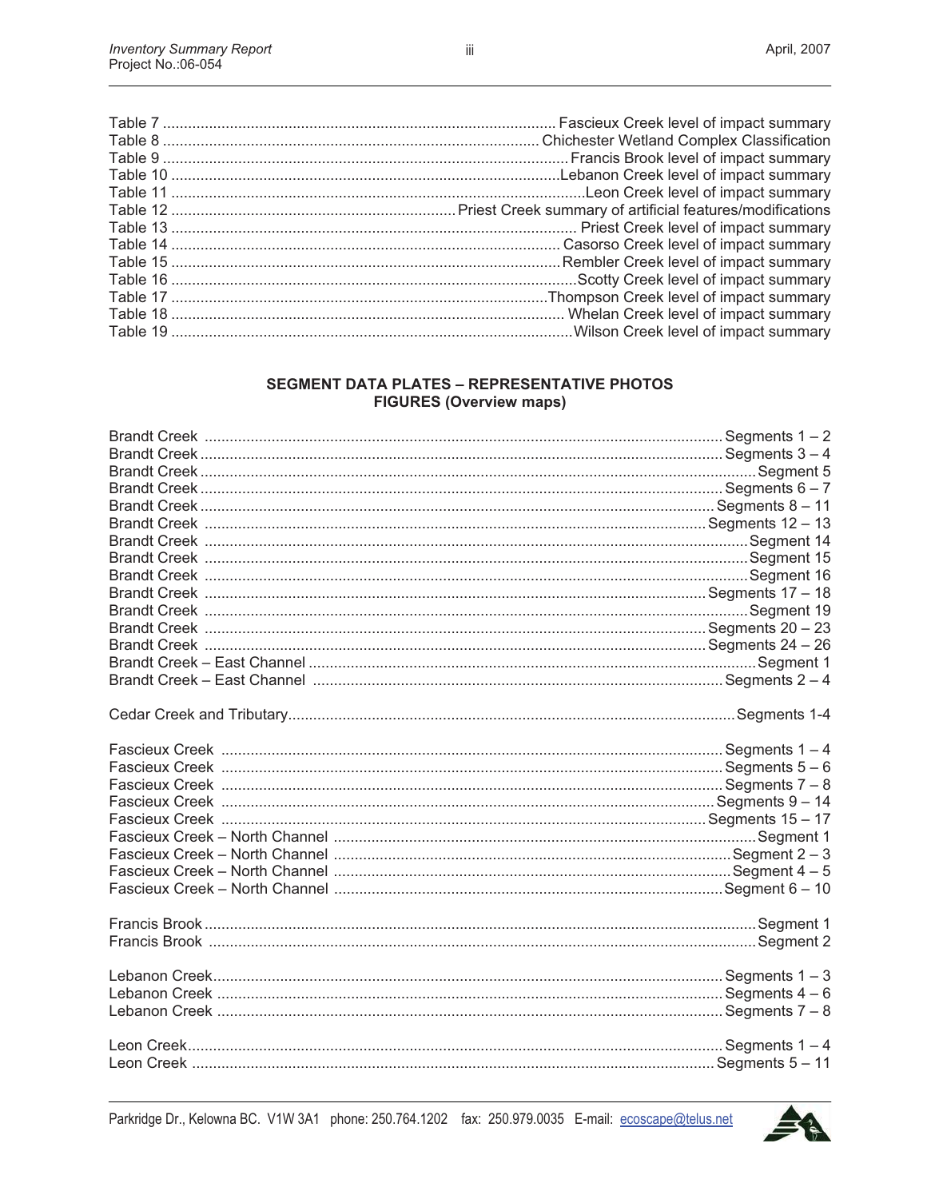Table 7 ............................................................................................ Fascieux Creek level of impact summary
Table 8 ......................................................................................... Chichester Wetland Complex Classification
Table 9 ................................................................................................ Francis Brook level of impact summary
Table 10 ........................................................................................... Lebanon Creek level of impact summary
Table 11 ................................................................................................. Leon Creek level of impact summary
Table 12 ................................................................. Priest Creek summary of artificial features/modifications
Table 13 ................................................................................................ Priest Creek level of impact summary
Table 14 ............................................................................................ Casorso Creek level of impact summary
Table 15 ............................................................................................ Rembler Creek level of impact summary
Table 16 ............................................................................................... Scotty Creek level of impact summary
Table 17 ......................................................................................... Thompson Creek level of impact summary
Table 18 ............................................................................................. Whelan Creek level of impact summary
Table 19 ............................................................................................... Wilson Creek level of impact summary

**SEGMENT DATA PLATES – REPRESENTATIVE PHOTOS**
**FIGURES (Overview maps)**

Brandt Creek ......................................................................................................... Segments 1 – 2
Brandt Creek ......................................................................................................... Segments 3 – 4
Brandt Creek ......................................................................................................... Segment 5
Brandt Creek ......................................................................................................... Segments 6 – 7
Brandt Creek ......................................................................................................... Segments 8 – 11
Brandt Creek ......................................................................................................... Segments 12 – 13
Brandt Creek ......................................................................................................... Segment 14
Brandt Creek ......................................................................................................... Segment 15
Brandt Creek ......................................................................................................... Segment 16
Brandt Creek ......................................................................................................... Segments 17 – 18
Brandt Creek ......................................................................................................... Segment 19
Brandt Creek ......................................................................................................... Segments 20 – 23
Brandt Creek ......................................................................................................... Segments 24 – 26
Brandt Creek – East Channel ................................................................................. Segment 1
Brandt Creek – East Channel ................................................................................. Segments 2 – 4

Cedar Creek and Tributary ........................................................................................ Segments 1-4

Fascieux Creek ....................................................................................................... Segments 1 – 4
Fascieux Creek ....................................................................................................... Segments 5 – 6
Fascieux Creek ....................................................................................................... Segments 7 – 8
Fascieux Creek ....................................................................................................... Segments 9 – 14
Fascieux Creek ....................................................................................................... Segments 15 – 17
Fascieux Creek – North Channel ............................................................................ Segment 1
Fascieux Creek – North Channel ............................................................................ Segment 2 – 3
Fascieux Creek – North Channel ............................................................................ Segment 4 – 5
Fascieux Creek – North Channel ............................................................................ Segment 6 – 10

Francis Brook ......................................................................................................... Segment 1
Francis Brook ......................................................................................................... Segment 2

Lebanon Creek ....................................................................................................... Segments 1 – 3
Lebanon Creek ....................................................................................................... Segments 4 – 6
Lebanon Creek ....................................................................................................... Segments 7 – 8

Leon Creek ............................................................................................................. Segments 1 – 4
Leon Creek ............................................................................................................. Segments 5 – 11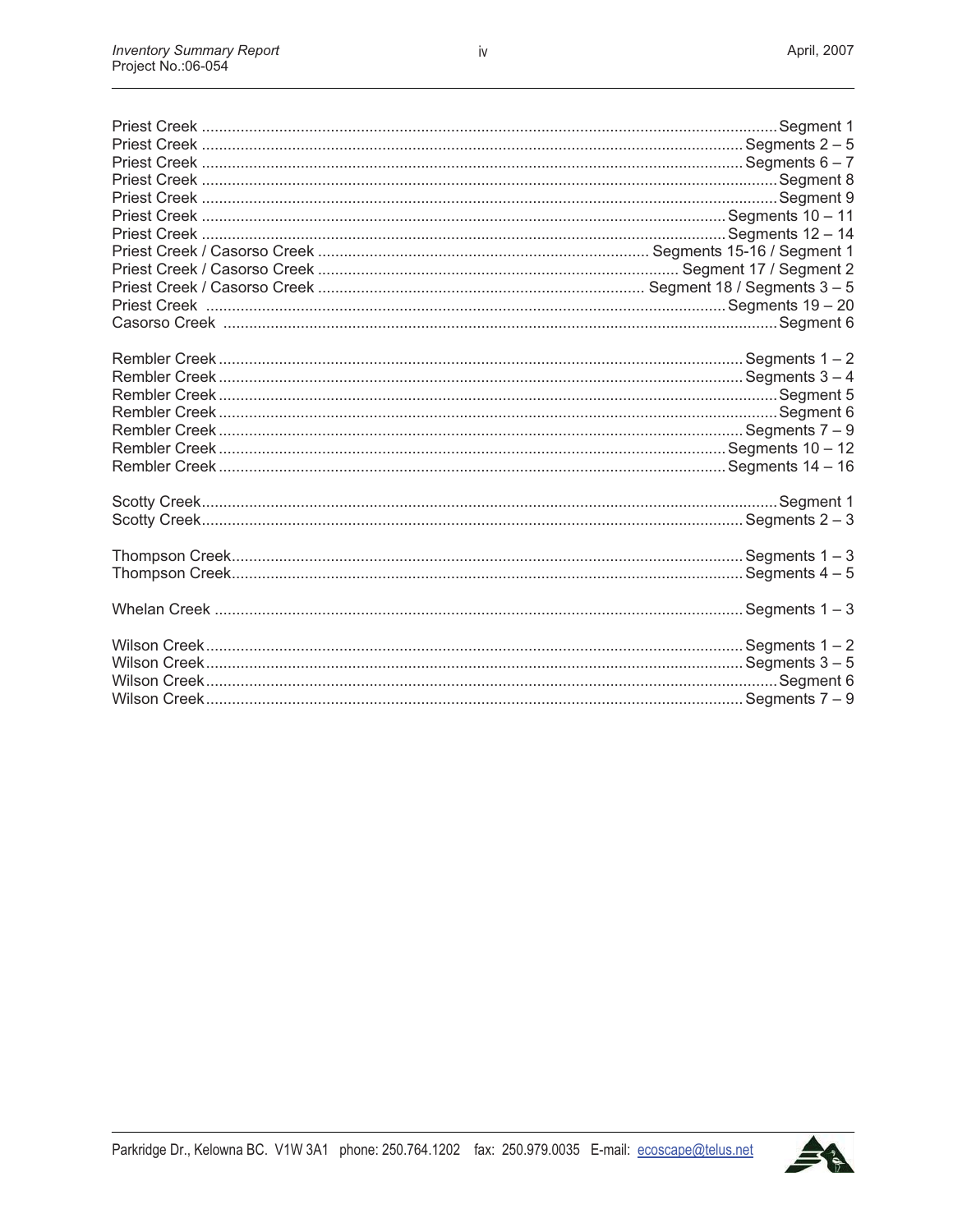Priest Creek ........................................................................................................ Segment 1
Priest Creek ........................................................................................................ Segments 2 – 5
Priest Creek ........................................................................................................ Segments 6 – 7
Priest Creek ........................................................................................................ Segment 8
Priest Creek ........................................................................................................ Segment 9
Priest Creek ........................................................................................................ Segments 10 – 11
Priest Creek ........................................................................................................ Segments 12 – 14
Priest Creek / Casorso Creek ............................................................ Segments 15-16 / Segment 1
Priest Creek / Casorso Creek ............................................................ Segment 17 / Segment 2
Priest Creek / Casorso Creek ............................................................ Segment 18 / Segments 3 – 5
Priest Creek ........................................................................................................ Segments 19 – 20
Casorso Creek ........................................................................................................ Segment 6

Rembler Creek ........................................................................................................ Segments 1 – 2
Rembler Creek ........................................................................................................ Segments 3 – 4
Rembler Creek ........................................................................................................ Segment 5
Rembler Creek ........................................................................................................ Segment 6
Rembler Creek ........................................................................................................ Segments 7 – 9
Rembler Creek ........................................................................................................ Segments 10 – 12
Rembler Creek ........................................................................................................ Segments 14 – 16

Scotty Creek ........................................................................................................ Segment 1
Scotty Creek ........................................................................................................ Segments 2 – 3

Thompson Creek ........................................................................................................ Segments 1 – 3
Thompson Creek ........................................................................................................ Segments 4 – 5

Whelan Creek ........................................................................................................ Segments 1 – 3

Wilson Creek ........................................................................................................ Segments 1 – 2
Wilson Creek ........................................................................................................ Segments 3 – 5
Wilson Creek ........................................................................................................ Segment 6
Wilson Creek ........................................................................................................ Segments 7 – 9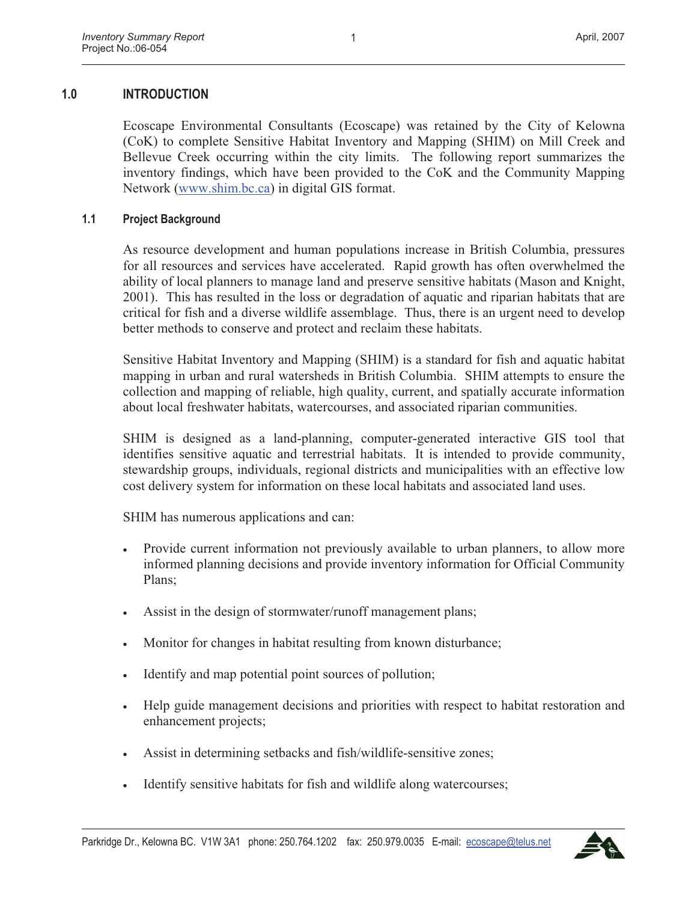# 1.0 INTRODUCTION

Ecoscape Environmental Consultants (Ecoscape) was retained by the City of Kelowna (CoK) to complete Sensitive Habitat Inventory and Mapping (SHIM) on Mill Creek and Bellevue Creek occurring within the city limits. The following report summarizes the inventory findings, which have been provided to the CoK and the Community Mapping Network (www.shim.bc.ca) in digital GIS format.

## 1.1 Project Background

As resource development and human populations increase in British Columbia, pressures for all resources and services have accelerated. Rapid growth has often overwhelmed the ability of local planners to manage land and preserve sensitive habitats (Mason and Knight, 2001). This has resulted in the loss or degradation of aquatic and riparian habitats that are critical for fish and a diverse wildlife assemblage. Thus, there is an urgent need to develop better methods to conserve and protect and reclaim these habitats.

Sensitive Habitat Inventory and Mapping (SHIM) is a standard for fish and aquatic habitat mapping in urban and rural watersheds in British Columbia. SHIM attempts to ensure the collection and mapping of reliable, high quality, current, and spatially accurate information about local freshwater habitats, watercourses, and associated riparian communities.

SHIM is designed as a land-planning, computer-generated interactive GIS tool that identifies sensitive aquatic and terrestrial habitats. It is intended to provide community, stewardship groups, individuals, regional districts and municipalities with an effective low cost delivery system for information on these local habitats and associated land uses.

SHIM has numerous applications and can:

- Provide current information not previously available to urban planners, to allow more informed planning decisions and provide inventory information for Official Community Plans;
- Assist in the design of stormwater/runoff management plans;
- Monitor for changes in habitat resulting from known disturbance;
- Identify and map potential point sources of pollution;
- Help guide management decisions and priorities with respect to habitat restoration and enhancement projects;
- Assist in determining setbacks and fish/wildlife-sensitive zones;
- Identify sensitive habitats for fish and wildlife along watercourses;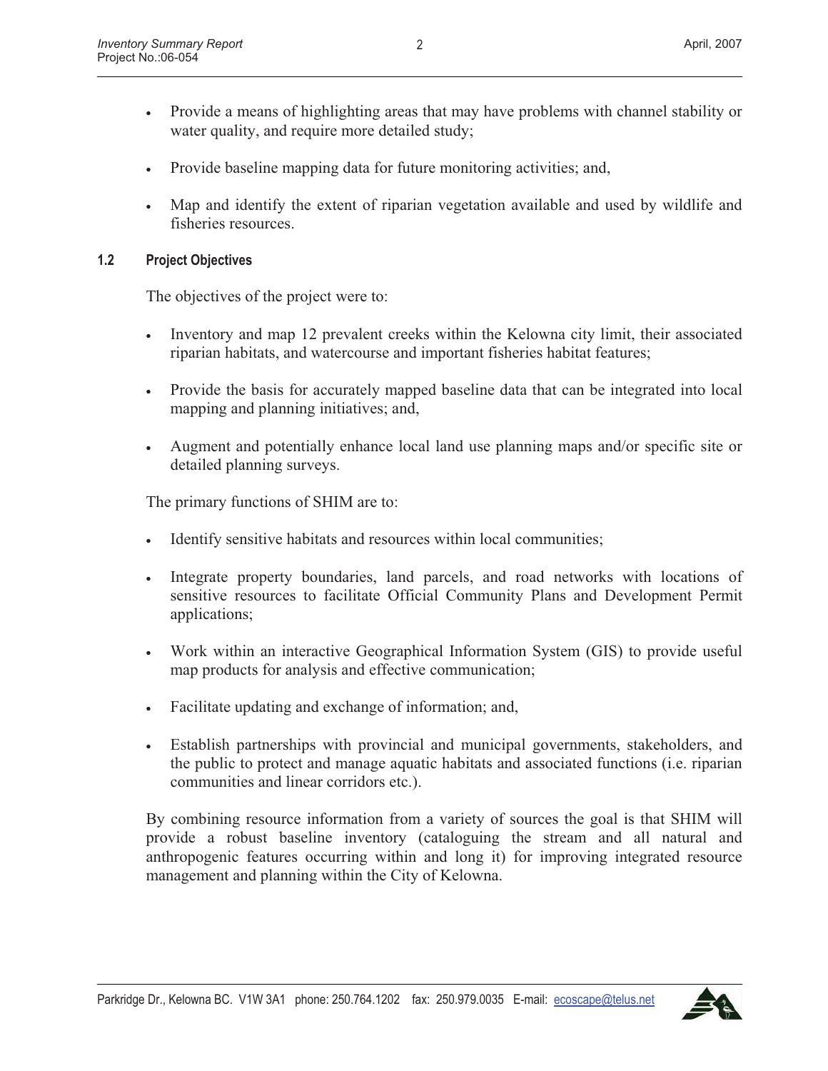- Provide a means of highlighting areas that may have problems with channel stability or water quality, and require more detailed study;
- Provide baseline mapping data for future monitoring activities; and,
- Map and identify the extent of riparian vegetation available and used by wildlife and fisheries resources.

### 1.2 Project Objectives

The objectives of the project were to:

- Inventory and map 12 prevalent creeks within the Kelowna city limit, their associated riparian habitats, and watercourse and important fisheries habitat features;
- Provide the basis for accurately mapped baseline data that can be integrated into local mapping and planning initiatives; and,
- Augment and potentially enhance local land use planning maps and/or specific site or detailed planning surveys.

The primary functions of SHIM are to:

- Identify sensitive habitats and resources within local communities;
- Integrate property boundaries, land parcels, and road networks with locations of sensitive resources to facilitate Official Community Plans and Development Permit applications;
- Work within an interactive Geographical Information System (GIS) to provide useful map products for analysis and effective communication;
- Facilitate updating and exchange of information; and,
- Establish partnerships with provincial and municipal governments, stakeholders, and the public to protect and manage aquatic habitats and associated functions (i.e. riparian communities and linear corridors etc.).

By combining resource information from a variety of sources the goal is that SHIM will provide a robust baseline inventory (cataloguing the stream and all natural and anthropogenic features occurring within and long it) for improving integrated resource management and planning within the City of Kelowna.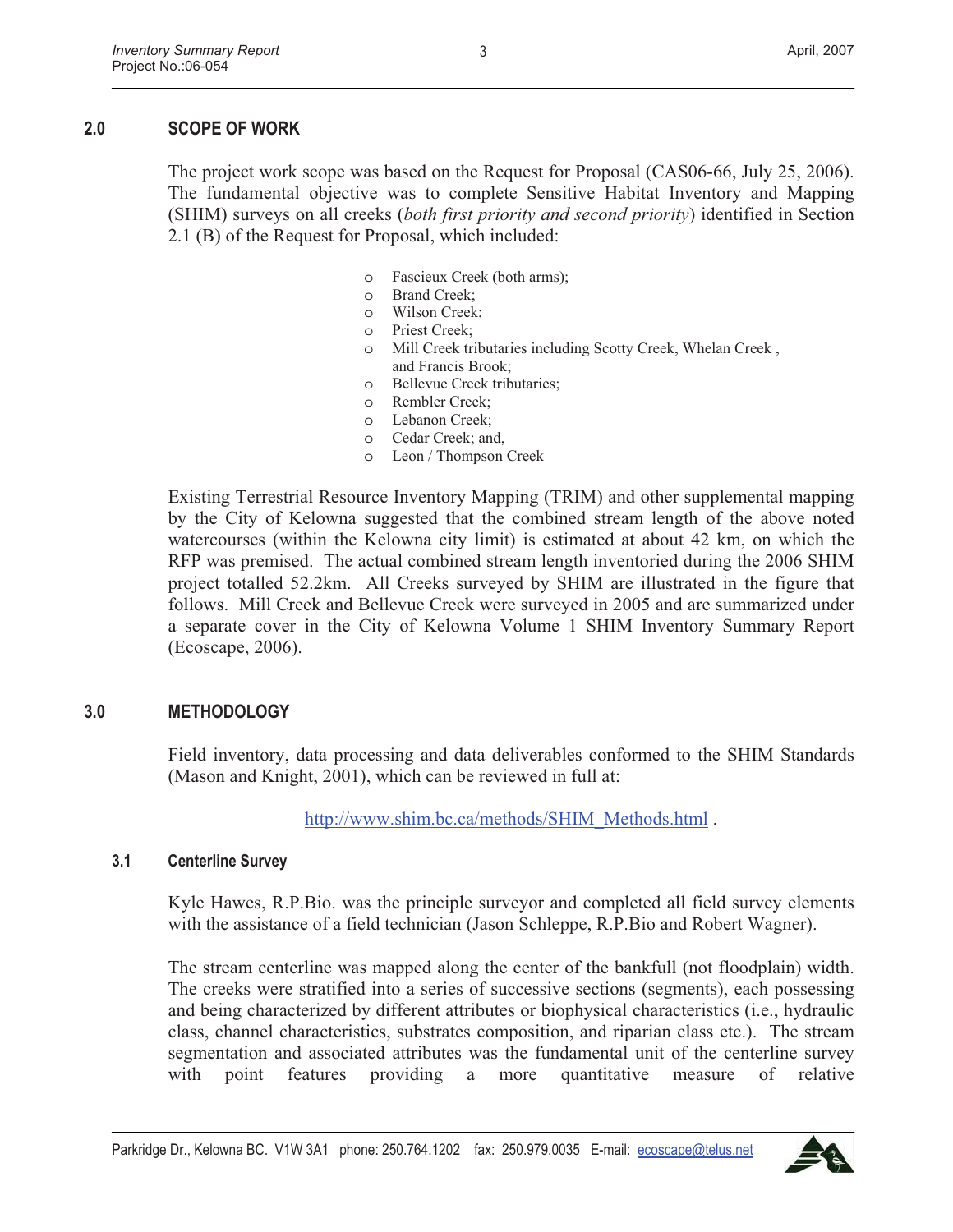## 2.0 SCOPE OF WORK

The project work scope was based on the Request for Proposal (CAS06-66, July 25, 2006). The fundamental objective was to complete Sensitive Habitat Inventory and Mapping (SHIM) surveys on all creeks (*both first priority and second priority*) identified in Section 2.1 (B) of the Request for Proposal, which included:

- Fascieux Creek (both arms);
- Brand Creek;
- Wilson Creek;
- Priest Creek;
- Mill Creek tributaries including Scotty Creek, Whelan Creek , and Francis Brook;
- Bellevue Creek tributaries;
- Rembler Creek;
- Lebanon Creek;
- Cedar Creek; and,
- Leon / Thompson Creek

Existing Terrestrial Resource Inventory Mapping (TRIM) and other supplemental mapping by the City of Kelowna suggested that the combined stream length of the above noted watercourses (within the Kelowna city limit) is estimated at about 42 km, on which the RFP was premised. The actual combined stream length inventoried during the 2006 SHIM project totalled 52.2km. All Creeks surveyed by SHIM are illustrated in the figure that follows. Mill Creek and Bellevue Creek were surveyed in 2005 and are summarized under a separate cover in the City of Kelowna Volume 1 SHIM Inventory Summary Report (Ecoscape, 2006).

## 3.0 METHODOLOGY

Field inventory, data processing and data deliverables conformed to the SHIM Standards (Mason and Knight, 2001), which can be reviewed in full at:

http://www.shim.bc.ca/methods/SHIM_Methods.html .

### 3.1 Centerline Survey

Kyle Hawes, R.P.Bio. was the principle surveyor and completed all field survey elements with the assistance of a field technician (Jason Schleppe, R.P.Bio and Robert Wagner).

The stream centerline was mapped along the center of the bankfull (not floodplain) width. The creeks were stratified into a series of successive sections (segments), each possessing and being characterized by different attributes or biophysical characteristics (i.e., hydraulic class, channel characteristics, substrates composition, and riparian class etc.). The stream segmentation and associated attributes was the fundamental unit of the centerline survey with point features providing a more quantitative measure of relative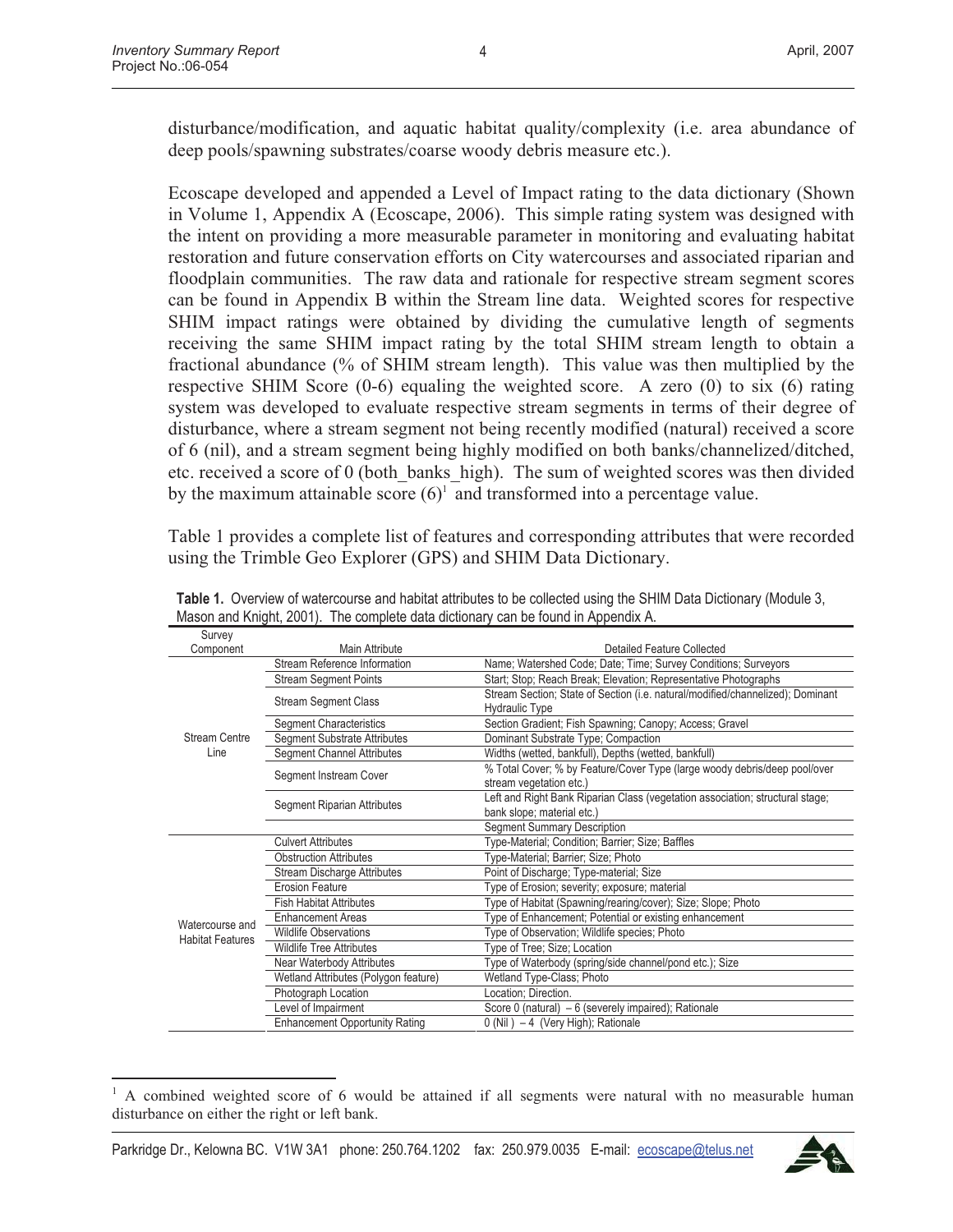disturbance/modification, and aquatic habitat quality/complexity (i.e. area abundance of deep pools/spawning substrates/coarse woody debris measure etc.).

Ecoscape developed and appended a Level of Impact rating to the data dictionary (Shown in Volume 1, Appendix A (Ecoscape, 2006). This simple rating system was designed with the intent on providing a more measurable parameter in monitoring and evaluating habitat restoration and future conservation efforts on City watercourses and associated riparian and floodplain communities. The raw data and rationale for respective stream segment scores can be found in Appendix B within the Stream line data. Weighted scores for respective SHIM impact ratings were obtained by dividing the cumulative length of segments receiving the same SHIM impact rating by the total SHIM stream length to obtain a fractional abundance (% of SHIM stream length). This value was then multiplied by the respective SHIM Score (0-6) equaling the weighted score. A zero (0) to six (6) rating system was developed to evaluate respective stream segments in terms of their degree of disturbance, where a stream segment not being recently modified (natural) received a score of 6 (nil), and a stream segment being highly modified on both banks/channelized/ditched, etc. received a score of 0 (both_banks_high). The sum of weighted scores was then divided by the maximum attainable score (6)[1] and transformed into a percentage value.

Table 1 provides a complete list of features and corresponding attributes that were recorded using the Trimble Geo Explorer (GPS) and SHIM Data Dictionary.

**Table 1.** Overview of watercourse and habitat attributes to be collected using the SHIM Data Dictionary (Module 3, Mason and Knight, 2001). The complete data dictionary can be found in Appendix A.

| Survey Component | Main Attribute | Detailed Feature Collected |
|---|---|---|
| Stream Centre Line | Stream Reference Information | Name; Watershed Code; Date; Time; Survey Conditions; Surveyors |
| | Stream Segment Points | Start; Stop; Reach Break; Elevation; Representative Photographs |
| | Stream Segment Class | Stream Section; State of Section (i.e. natural/modified/channelized); Dominant Hydraulic Type |
| | Segment Characteristics | Section Gradient; Fish Spawning; Canopy; Access; Gravel |
| | Segment Substrate Attributes | Dominant Substrate Type; Compaction |
| | Segment Channel Attributes | Widths (wetted, bankfull), Depths (wetted, bankfull) |
| | Segment Instream Cover | % Total Cover; % by Feature/Cover Type (large woody debris/deep pool/over stream vegetation etc.) |
| | Segment Riparian Attributes | Left and Right Bank Riparian Class (vegetation association; structural stage; bank slope; material etc.) |
| | | Segment Summary Description |
| Watercourse and Habitat Features | Culvert Attributes | Type-Material; Condition; Barrier; Size; Baffles |
| | Obstruction Attributes | Type-Material; Barrier; Size; Photo |
| | Stream Discharge Attributes | Point of Discharge; Type-material; Size |
| | Erosion Feature | Type of Erosion; severity; exposure; material |
| | Fish Habitat Attributes | Type of Habitat (Spawning/rearing/cover); Size; Slope; Photo |
| | Enhancement Areas | Type of Enhancement; Potential or existing enhancement |
| | Wildlife Observations | Type of Observation; Wildlife species; Photo |
| | Wildlife Tree Attributes | Type of Tree; Size; Location |
| | Near Waterbody Attributes | Type of Waterbody (spring/side channel/pond etc.); Size |
| | Wetland Attributes (Polygon feature) | Wetland Type-Class; Photo |
| | Photograph Location | Location; Direction. |
| | Level of Impairment | Score 0 (natural) – 6 (severely impaired); Rationale |
| | Enhancement Opportunity Rating | 0 (Nil) – 4 (Very High); Rationale |

[1] A combined weighted score of 6 would be attained if all segments were natural with no measurable human disturbance on either the right or left bank.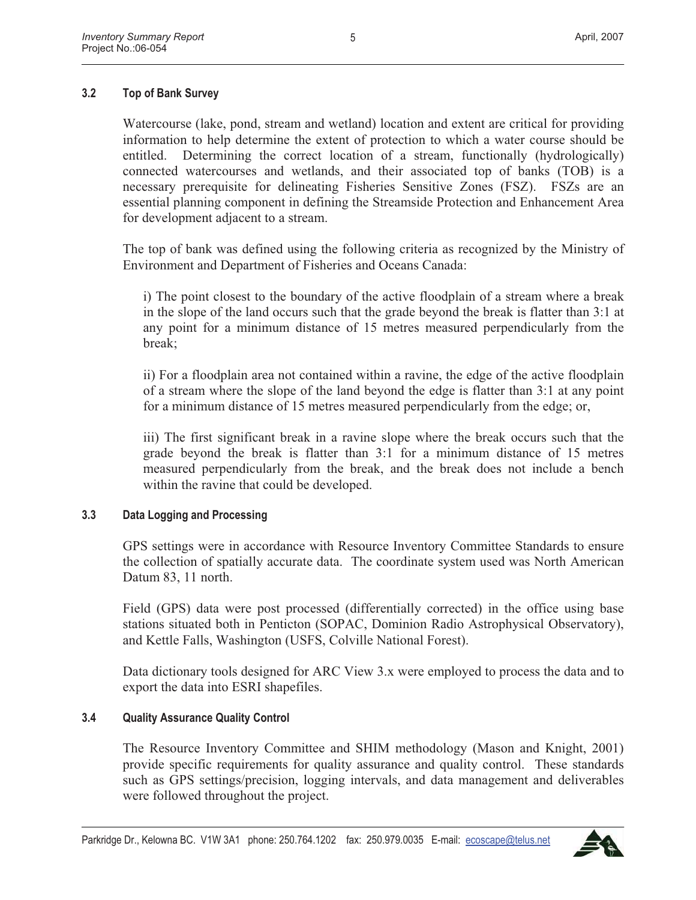### 3.2 Top of Bank Survey

Watercourse (lake, pond, stream and wetland) location and extent are critical for providing information to help determine the extent of protection to which a water course should be entitled. Determining the correct location of a stream, functionally (hydrologically) connected watercourses and wetlands, and their associated top of banks (TOB) is a necessary prerequisite for delineating Fisheries Sensitive Zones (FSZ). FSZs are an essential planning component in defining the Streamside Protection and Enhancement Area for development adjacent to a stream.

The top of bank was defined using the following criteria as recognized by the Ministry of Environment and Department of Fisheries and Oceans Canada:

i) The point closest to the boundary of the active floodplain of a stream where a break in the slope of the land occurs such that the grade beyond the break is flatter than 3:1 at any point for a minimum distance of 15 metres measured perpendicularly from the break;

ii) For a floodplain area not contained within a ravine, the edge of the active floodplain of a stream where the slope of the land beyond the edge is flatter than 3:1 at any point for a minimum distance of 15 metres measured perpendicularly from the edge; or,

iii) The first significant break in a ravine slope where the break occurs such that the grade beyond the break is flatter than 3:1 for a minimum distance of 15 metres measured perpendicularly from the break, and the break does not include a bench within the ravine that could be developed.

### 3.3 Data Logging and Processing

GPS settings were in accordance with Resource Inventory Committee Standards to ensure the collection of spatially accurate data. The coordinate system used was North American Datum 83, 11 north.

Field (GPS) data were post processed (differentially corrected) in the office using base stations situated both in Penticton (SOPAC, Dominion Radio Astrophysical Observatory), and Kettle Falls, Washington (USFS, Colville National Forest).

Data dictionary tools designed for ARC View 3.x were employed to process the data and to export the data into ESRI shapefiles.

### 3.4 Quality Assurance Quality Control

The Resource Inventory Committee and SHIM methodology (Mason and Knight, 2001) provide specific requirements for quality assurance and quality control. These standards such as GPS settings/precision, logging intervals, and data management and deliverables were followed throughout the project.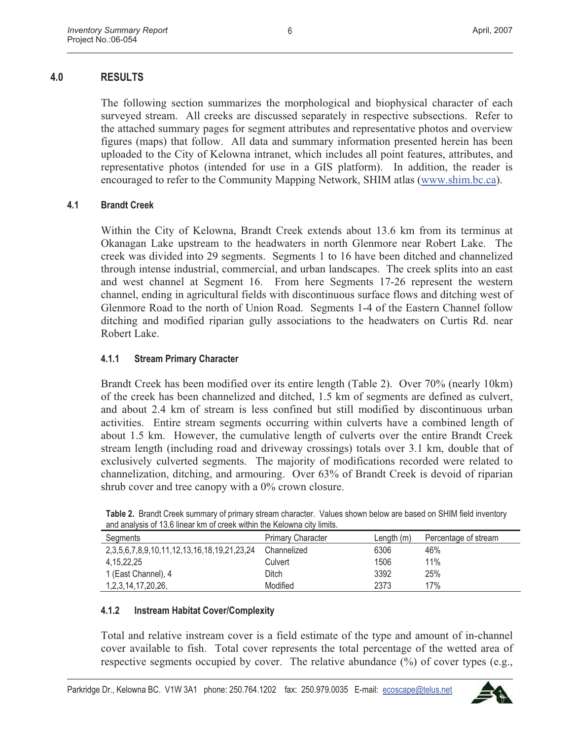## 4.0 RESULTS

The following section summarizes the morphological and biophysical character of each surveyed stream. All creeks are discussed separately in respective subsections. Refer to the attached summary pages for segment attributes and representative photos and overview figures (maps) that follow. All data and summary information presented herein has been uploaded to the City of Kelowna intranet, which includes all point features, attributes, and representative photos (intended for use in a GIS platform). In addition, the reader is encouraged to refer to the Community Mapping Network, SHIM atlas (www.shim.bc.ca).

### 4.1 Brandt Creek

Within the City of Kelowna, Brandt Creek extends about 13.6 km from its terminus at Okanagan Lake upstream to the headwaters in north Glenmore near Robert Lake. The creek was divided into 29 segments. Segments 1 to 16 have been ditched and channelized through intense industrial, commercial, and urban landscapes. The creek splits into an east and west channel at Segment 16. From here Segments 17-26 represent the western channel, ending in agricultural fields with discontinuous surface flows and ditching west of Glenmore Road to the north of Union Road. Segments 1-4 of the Eastern Channel follow ditching and modified riparian gully associations to the headwaters on Curtis Rd. near Robert Lake.

#### 4.1.1 Stream Primary Character

Brandt Creek has been modified over its entire length (Table 2). Over 70% (nearly 10km) of the creek has been channelized and ditched, 1.5 km of segments are defined as culvert, and about 2.4 km of stream is less confined but still modified by discontinuous urban activities. Entire stream segments occurring within culverts have a combined length of about 1.5 km. However, the cumulative length of culverts over the entire Brandt Creek stream length (including road and driveway crossings) totals over 3.1 km, double that of exclusively culverted segments. The majority of modifications recorded were related to channelization, ditching, and armouring. Over 63% of Brandt Creek is devoid of riparian shrub cover and tree canopy with a 0% crown closure.

**Table 2.** Brandt Creek summary of primary stream character. Values shown below are based on SHIM field inventory and analysis of 13.6 linear km of creek within the Kelowna city limits.

| Segments | Primary Character | Length (m) | Percentage of stream |
|---|---|---|---|
| 2,3,5,6,7,8,9,10,11,12,13,16,18,19,21,23,24 | Channelized | 6306 | 46% |
| 4,15,22,25 | Culvert | 1506 | 11% |
| 1 (East Channel), 4 | Ditch | 3392 | 25% |
| 1,2,3,14,17,20,26, | Modified | 2373 | 17% |

#### 4.1.2 Instream Habitat Cover/Complexity

Total and relative instream cover is a field estimate of the type and amount of in-channel cover available to fish. Total cover represents the total percentage of the wetted area of respective segments occupied by cover. The relative abundance (%) of cover types (e.g.,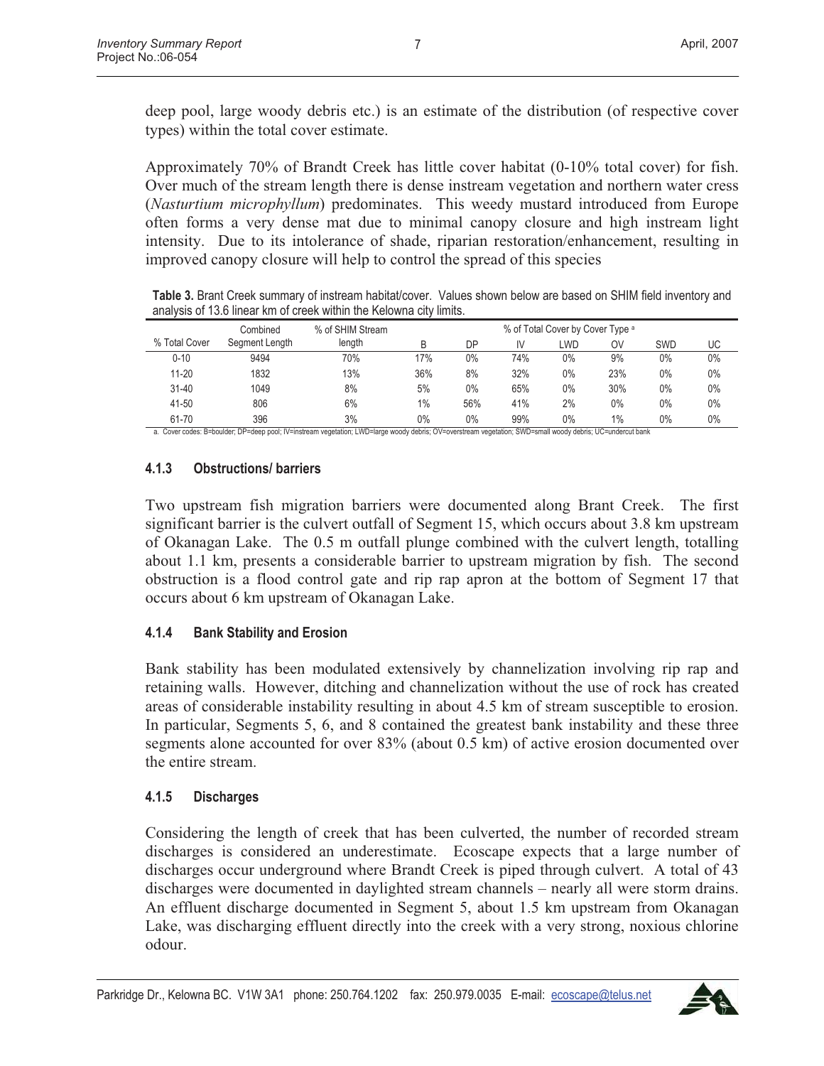deep pool, large woody debris etc.) is an estimate of the distribution (of respective cover types) within the total cover estimate.

Approximately 70% of Brandt Creek has little cover habitat (0-10% total cover) for fish. Over much of the stream length there is dense instream vegetation and northern water cress (*Nasturtium microphyllum*) predominates. This weedy mustard introduced from Europe often forms a very dense mat due to minimal canopy closure and high instream light intensity. Due to its intolerance of shade, riparian restoration/enhancement, resulting in improved canopy closure will help to control the spread of this species

**Table 3.** Brant Creek summary of instream habitat/cover. Values shown below are based on SHIM field inventory and analysis of 13.6 linear km of creek within the Kelowna city limits.

| % Total Cover | Combined Segment Length | % of SHIM Stream length | % of Total Cover by Cover Type [a] | | | | | | |
|---|---|---|---|---|---|---|---|---|---|
| | | | B | DP | IV | LWD | OV | SWD | UC |
| 0-10 | 9494 | 70% | 17% | 0% | 74% | 0% | 9% | 0% | 0% |
| 11-20 | 1832 | 13% | 36% | 8% | 32% | 0% | 23% | 0% | 0% |
| 31-40 | 1049 | 8% | 5% | 0% | 65% | 0% | 30% | 0% | 0% |
| 41-50 | 806 | 6% | 1% | 56% | 41% | 2% | 0% | 0% | 0% |
| 61-70 | 396 | 3% | 0% | 0% | 99% | 0% | 1% | 0% | 0% |

a. Cover codes: B=boulder; DP=deep pool; IV=instream vegetation; LWD=large woody debris; OV=overstream vegetation; SWD=small woody debris; UC=undercut bank

#### 4.1.3 Obstructions/ barriers

Two upstream fish migration barriers were documented along Brant Creek. The first significant barrier is the culvert outfall of Segment 15, which occurs about 3.8 km upstream of Okanagan Lake. The 0.5 m outfall plunge combined with the culvert length, totalling about 1.1 km, presents a considerable barrier to upstream migration by fish. The second obstruction is a flood control gate and rip rap apron at the bottom of Segment 17 that occurs about 6 km upstream of Okanagan Lake.

#### 4.1.4 Bank Stability and Erosion

Bank stability has been modulated extensively by channelization involving rip rap and retaining walls. However, ditching and channelization without the use of rock has created areas of considerable instability resulting in about 4.5 km of stream susceptible to erosion. In particular, Segments 5, 6, and 8 contained the greatest bank instability and these three segments alone accounted for over 83% (about 0.5 km) of active erosion documented over the entire stream.

#### 4.1.5 Discharges

Considering the length of creek that has been culverted, the number of recorded stream discharges is considered an underestimate. Ecoscape expects that a large number of discharges occur underground where Brandt Creek is piped through culvert. A total of 43 discharges were documented in daylighted stream channels – nearly all were storm drains. An effluent discharge documented in Segment 5, about 1.5 km upstream from Okanagan Lake, was discharging effluent directly into the creek with a very strong, noxious chlorine odour.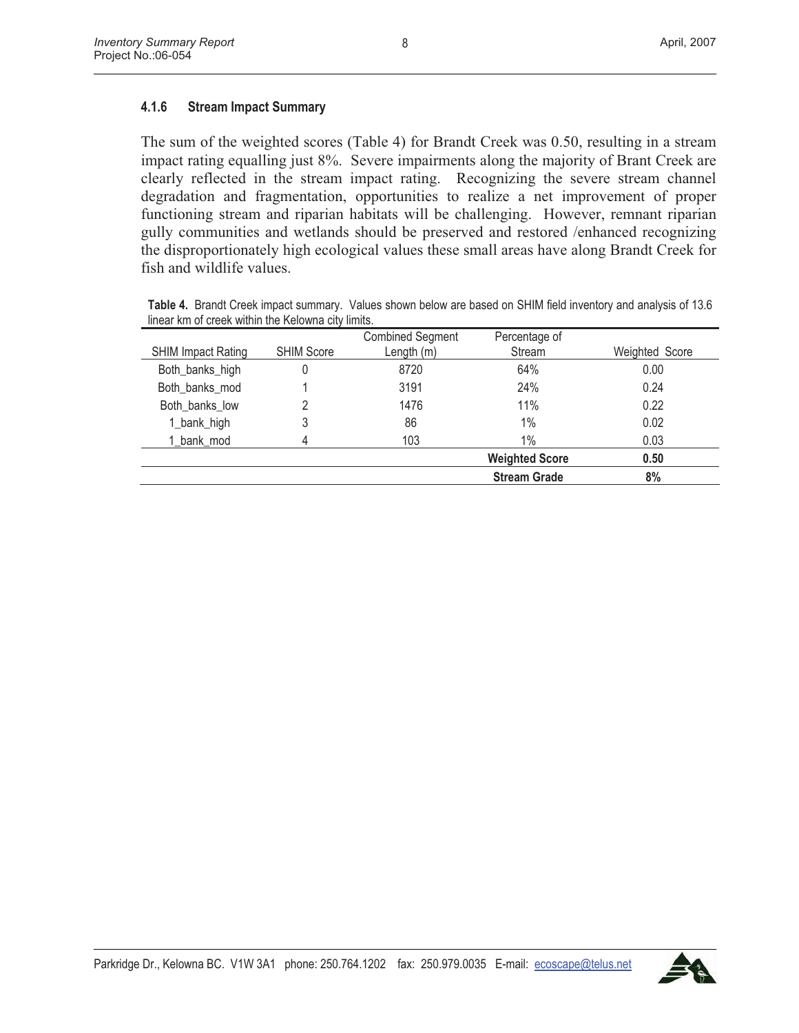#### 4.1.6 Stream Impact Summary

The sum of the weighted scores (Table 4) for Brandt Creek was 0.50, resulting in a stream impact rating equalling just 8%. Severe impairments along the majority of Brant Creek are clearly reflected in the stream impact rating. Recognizing the severe stream channel degradation and fragmentation, opportunities to realize a net improvement of proper functioning stream and riparian habitats will be challenging. However, remnant riparian gully communities and wetlands should be preserved and restored /enhanced recognizing the disproportionately high ecological values these small areas have along Brandt Creek for fish and wildlife values.

**Table 4.** Brandt Creek impact summary. Values shown below are based on SHIM field inventory and analysis of 13.6 linear km of creek within the Kelowna city limits.

| SHIM Impact Rating | SHIM Score | Combined Segment Length (m) | Percentage of Stream | Weighted Score |
|---|---|---|---|---|
| Both_banks_high | 0 | 8720 | 64% | 0.00 |
| Both_banks_mod | 1 | 3191 | 24% | 0.24 |
| Both_banks_low | 2 | 1476 | 11% | 0.22 |
| 1_bank_high | 3 | 86 | 1% | 0.02 |
| 1_bank_mod | 4 | 103 | 1% | 0.03 |
| | | | **Weighted Score** | **0.50** |
| | | | **Stream Grade** | **8%** |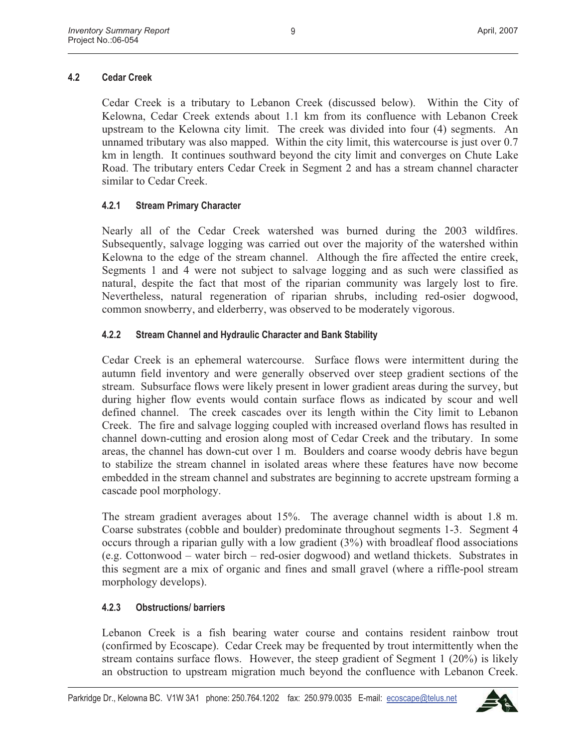### 4.2 Cedar Creek

Cedar Creek is a tributary to Lebanon Creek (discussed below). Within the City of Kelowna, Cedar Creek extends about 1.1 km from its confluence with Lebanon Creek upstream to the Kelowna city limit. The creek was divided into four (4) segments. An unnamed tributary was also mapped. Within the city limit, this watercourse is just over 0.7 km in length. It continues southward beyond the city limit and converges on Chute Lake Road. The tributary enters Cedar Creek in Segment 2 and has a stream channel character similar to Cedar Creek.

#### 4.2.1 Stream Primary Character

Nearly all of the Cedar Creek watershed was burned during the 2003 wildfires. Subsequently, salvage logging was carried out over the majority of the watershed within Kelowna to the edge of the stream channel. Although the fire affected the entire creek, Segments 1 and 4 were not subject to salvage logging and as such were classified as natural, despite the fact that most of the riparian community was largely lost to fire. Nevertheless, natural regeneration of riparian shrubs, including red-osier dogwood, common snowberry, and elderberry, was observed to be moderately vigorous.

#### 4.2.2 Stream Channel and Hydraulic Character and Bank Stability

Cedar Creek is an ephemeral watercourse. Surface flows were intermittent during the autumn field inventory and were generally observed over steep gradient sections of the stream. Subsurface flows were likely present in lower gradient areas during the survey, but during higher flow events would contain surface flows as indicated by scour and well defined channel. The creek cascades over its length within the City limit to Lebanon Creek. The fire and salvage logging coupled with increased overland flows has resulted in channel down-cutting and erosion along most of Cedar Creek and the tributary. In some areas, the channel has down-cut over 1 m. Boulders and coarse woody debris have begun to stabilize the stream channel in isolated areas where these features have now become embedded in the stream channel and substrates are beginning to accrete upstream forming a cascade pool morphology.

The stream gradient averages about 15%. The average channel width is about 1.8 m. Coarse substrates (cobble and boulder) predominate throughout segments 1-3. Segment 4 occurs through a riparian gully with a low gradient (3%) with broadleaf flood associations (e.g. Cottonwood – water birch – red-osier dogwood) and wetland thickets. Substrates in this segment are a mix of organic and fines and small gravel (where a riffle-pool stream morphology develops).

#### 4.2.3 Obstructions/ barriers

Lebanon Creek is a fish bearing water course and contains resident rainbow trout (confirmed by Ecoscape). Cedar Creek may be frequented by trout intermittently when the stream contains surface flows. However, the steep gradient of Segment 1 (20%) is likely an obstruction to upstream migration much beyond the confluence with Lebanon Creek.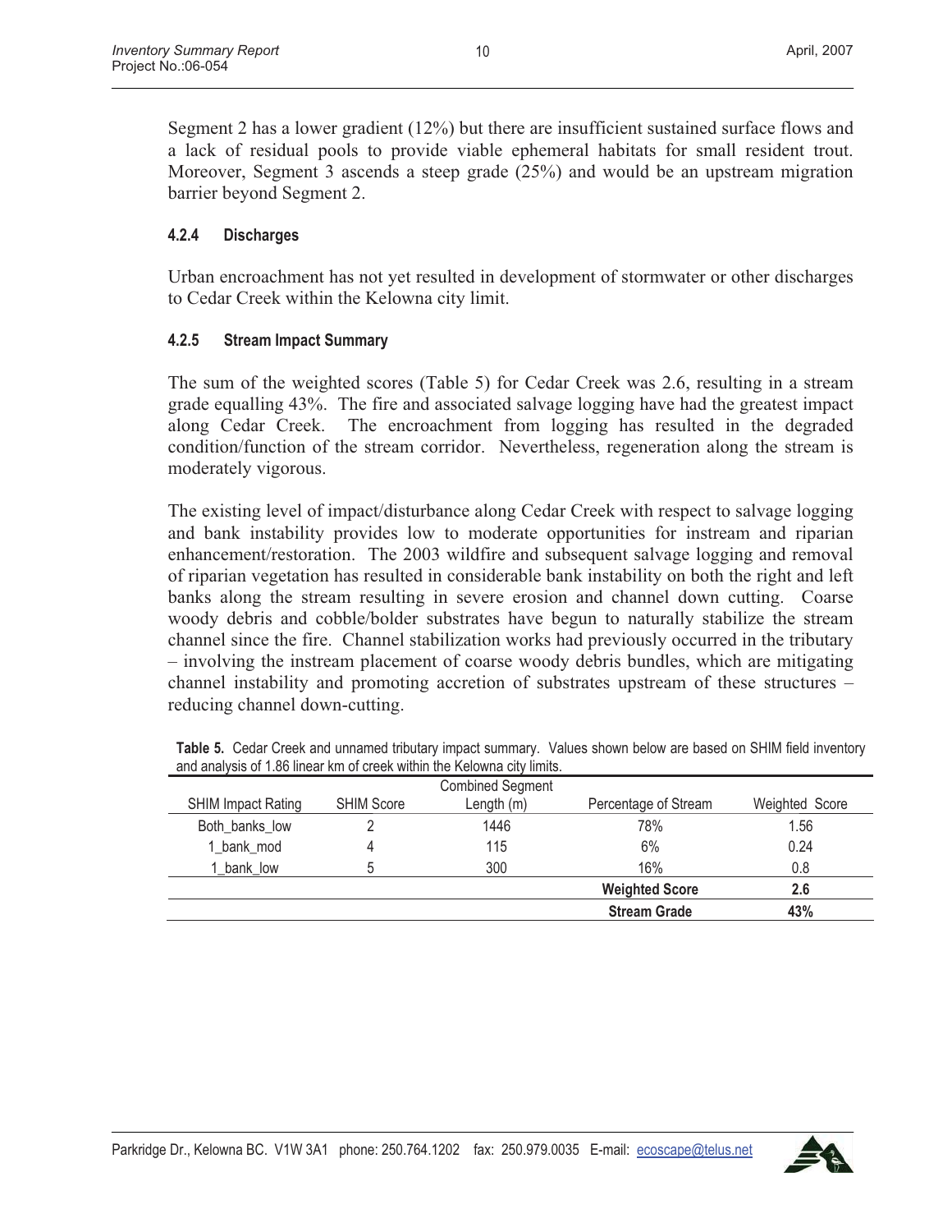Segment 2 has a lower gradient (12%) but there are insufficient sustained surface flows and a lack of residual pools to provide viable ephemeral habitats for small resident trout. Moreover, Segment 3 ascends a steep grade (25%) and would be an upstream migration barrier beyond Segment 2.

#### 4.2.4 Discharges

Urban encroachment has not yet resulted in development of stormwater or other discharges to Cedar Creek within the Kelowna city limit.

#### 4.2.5 Stream Impact Summary

The sum of the weighted scores (Table 5) for Cedar Creek was 2.6, resulting in a stream grade equalling 43%. The fire and associated salvage logging have had the greatest impact along Cedar Creek. The encroachment from logging has resulted in the degraded condition/function of the stream corridor. Nevertheless, regeneration along the stream is moderately vigorous.

The existing level of impact/disturbance along Cedar Creek with respect to salvage logging and bank instability provides low to moderate opportunities for instream and riparian enhancement/restoration. The 2003 wildfire and subsequent salvage logging and removal of riparian vegetation has resulted in considerable bank instability on both the right and left banks along the stream resulting in severe erosion and channel down cutting. Coarse woody debris and cobble/bolder substrates have begun to naturally stabilize the stream channel since the fire. Channel stabilization works had previously occurred in the tributary – involving the instream placement of coarse woody debris bundles, which are mitigating channel instability and promoting accretion of substrates upstream of these structures – reducing channel down-cutting.

**Table 5.** Cedar Creek and unnamed tributary impact summary. Values shown below are based on SHIM field inventory and analysis of 1.86 linear km of creek within the Kelowna city limits.

| SHIM Impact Rating | SHIM Score | Combined Segment Length (m) | Percentage of Stream | Weighted Score |
|---|---|---|---|---|
| Both_banks_low | 2 | 1446 | 78% | 1.56 |
| 1_bank_mod | 4 | 115 | 6% | 0.24 |
| 1_bank_low | 5 | 300 | 16% | 0.8 |
| | | | **Weighted Score** | **2.6** |
| | | | **Stream Grade** | **43%** |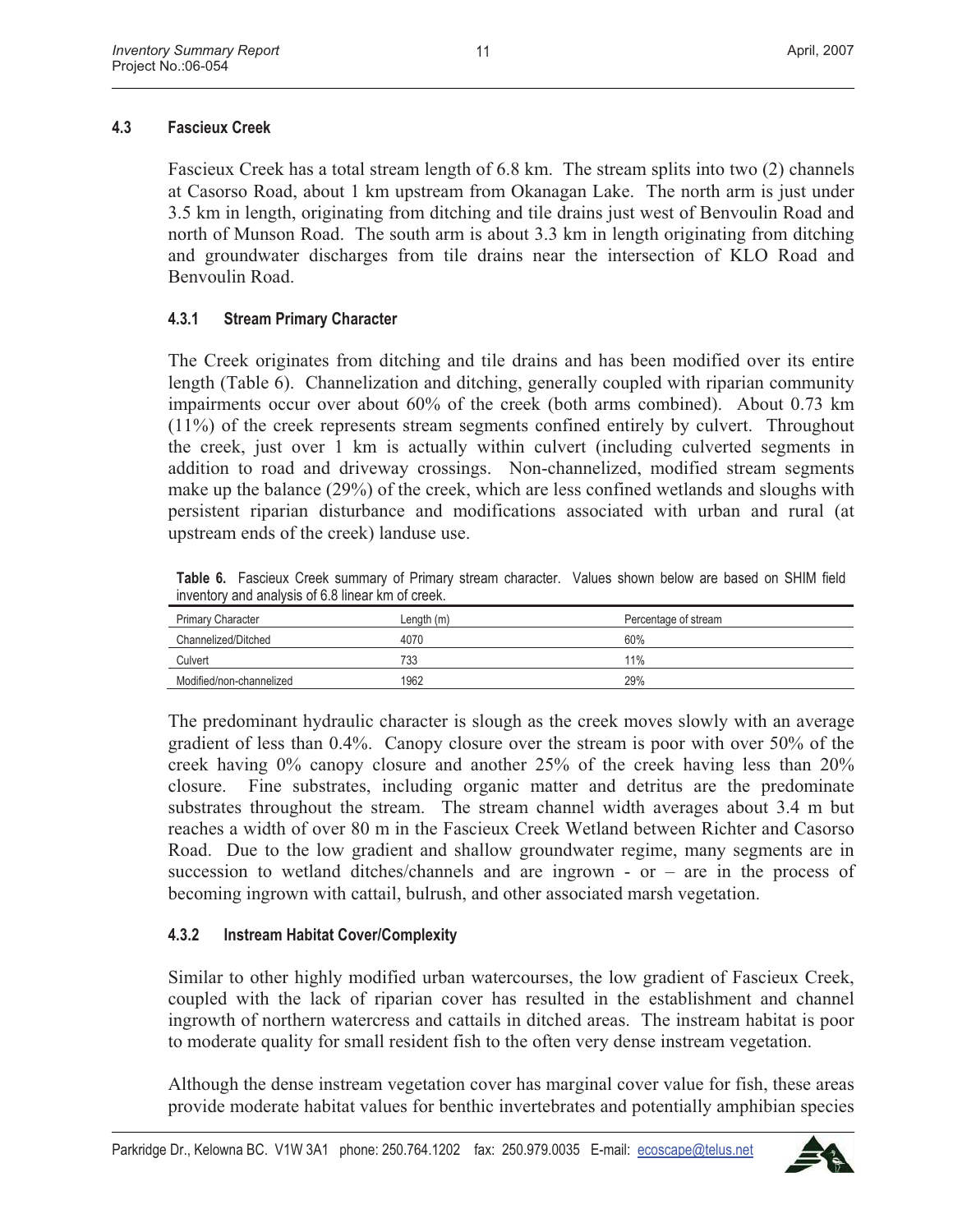## 4.3 Fascieux Creek

Fascieux Creek has a total stream length of 6.8 km. The stream splits into two (2) channels at Casorso Road, about 1 km upstream from Okanagan Lake. The north arm is just under 3.5 km in length, originating from ditching and tile drains just west of Benvoulin Road and north of Munson Road. The south arm is about 3.3 km in length originating from ditching and groundwater discharges from tile drains near the intersection of KLO Road and Benvoulin Road.

### 4.3.1 Stream Primary Character

The Creek originates from ditching and tile drains and has been modified over its entire length (Table 6). Channelization and ditching, generally coupled with riparian community impairments occur over about 60% of the creek (both arms combined). About 0.73 km (11%) of the creek represents stream segments confined entirely by culvert. Throughout the creek, just over 1 km is actually within culvert (including culverted segments in addition to road and driveway crossings. Non-channelized, modified stream segments make up the balance (29%) of the creek, which are less confined wetlands and sloughs with persistent riparian disturbance and modifications associated with urban and rural (at upstream ends of the creek) landuse use.

**Table 6.** Fascieux Creek summary of Primary stream character. Values shown below are based on SHIM field inventory and analysis of 6.8 linear km of creek.

| Primary Character | Length (m) | Percentage of stream |
|---|---|---|
| Channelized/Ditched | 4070 | 60% |
| Culvert | 733 | 11% |
| Modified/non-channelized | 1962 | 29% |

The predominant hydraulic character is slough as the creek moves slowly with an average gradient of less than 0.4%. Canopy closure over the stream is poor with over 50% of the creek having 0% canopy closure and another 25% of the creek having less than 20% closure. Fine substrates, including organic matter and detritus are the predominate substrates throughout the stream. The stream channel width averages about 3.4 m but reaches a width of over 80 m in the Fascieux Creek Wetland between Richter and Casorso Road. Due to the low gradient and shallow groundwater regime, many segments are in succession to wetland ditches/channels and are ingrown - or – are in the process of becoming ingrown with cattail, bulrush, and other associated marsh vegetation.

### 4.3.2 Instream Habitat Cover/Complexity

Similar to other highly modified urban watercourses, the low gradient of Fascieux Creek, coupled with the lack of riparian cover has resulted in the establishment and channel ingrowth of northern watercress and cattails in ditched areas. The instream habitat is poor to moderate quality for small resident fish to the often very dense instream vegetation.

Although the dense instream vegetation cover has marginal cover value for fish, these areas provide moderate habitat values for benthic invertebrates and potentially amphibian species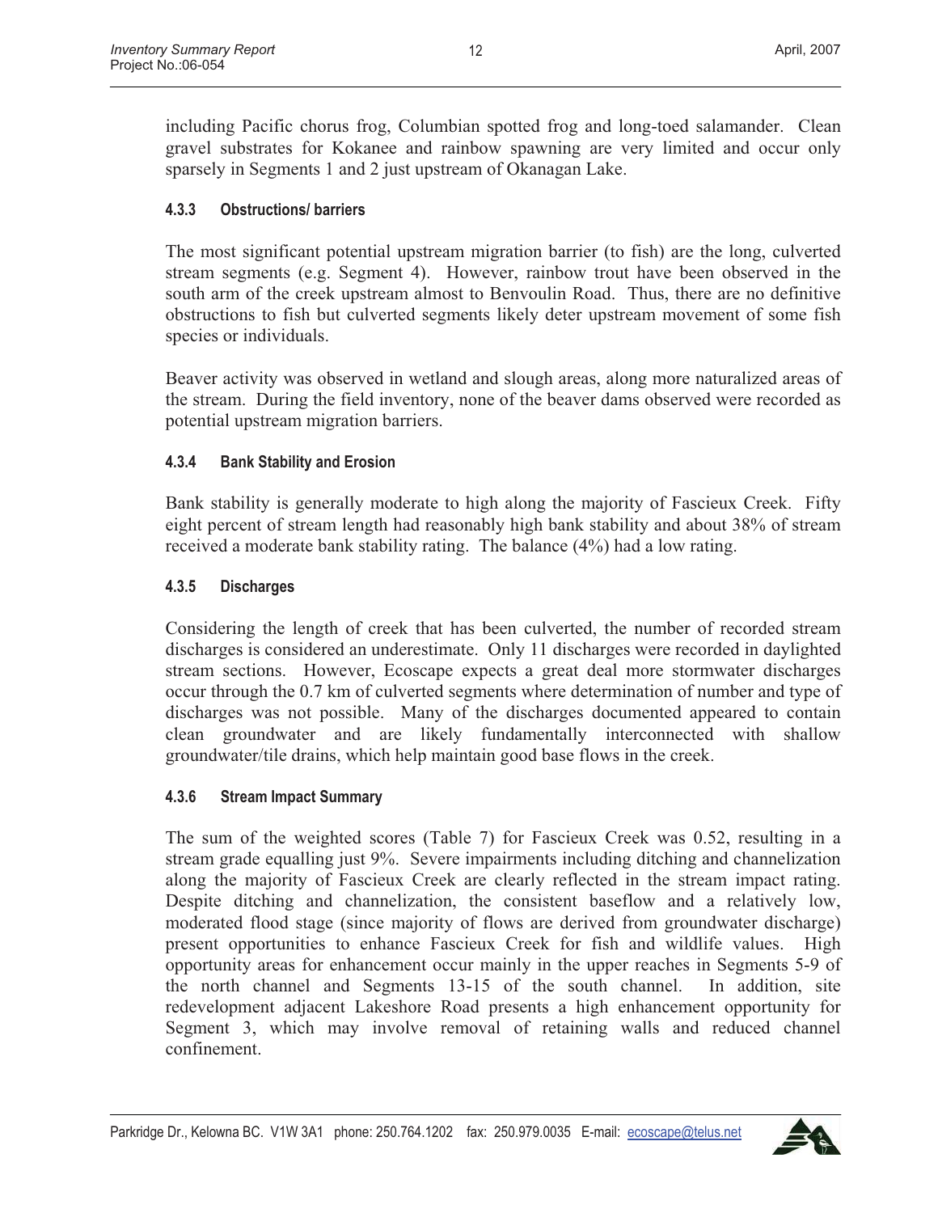including Pacific chorus frog, Columbian spotted frog and long-toed salamander. Clean gravel substrates for Kokanee and rainbow spawning are very limited and occur only sparsely in Segments 1 and 2 just upstream of Okanagan Lake.

#### 4.3.3 Obstructions/ barriers

The most significant potential upstream migration barrier (to fish) are the long, culverted stream segments (e.g. Segment 4). However, rainbow trout have been observed in the south arm of the creek upstream almost to Benvoulin Road. Thus, there are no definitive obstructions to fish but culverted segments likely deter upstream movement of some fish species or individuals.

Beaver activity was observed in wetland and slough areas, along more naturalized areas of the stream. During the field inventory, none of the beaver dams observed were recorded as potential upstream migration barriers.

#### 4.3.4 Bank Stability and Erosion

Bank stability is generally moderate to high along the majority of Fascieux Creek. Fifty eight percent of stream length had reasonably high bank stability and about 38% of stream received a moderate bank stability rating. The balance (4%) had a low rating.

#### 4.3.5 Discharges

Considering the length of creek that has been culverted, the number of recorded stream discharges is considered an underestimate. Only 11 discharges were recorded in daylighted stream sections. However, Ecoscape expects a great deal more stormwater discharges occur through the 0.7 km of culverted segments where determination of number and type of discharges was not possible. Many of the discharges documented appeared to contain clean groundwater and are likely fundamentally interconnected with shallow groundwater/tile drains, which help maintain good base flows in the creek.

#### 4.3.6 Stream Impact Summary

The sum of the weighted scores (Table 7) for Fascieux Creek was 0.52, resulting in a stream grade equalling just 9%. Severe impairments including ditching and channelization along the majority of Fascieux Creek are clearly reflected in the stream impact rating. Despite ditching and channelization, the consistent baseflow and a relatively low, moderated flood stage (since majority of flows are derived from groundwater discharge) present opportunities to enhance Fascieux Creek for fish and wildlife values. High opportunity areas for enhancement occur mainly in the upper reaches in Segments 5-9 of the north channel and Segments 13-15 of the south channel. In addition, site redevelopment adjacent Lakeshore Road presents a high enhancement opportunity for Segment 3, which may involve removal of retaining walls and reduced channel confinement.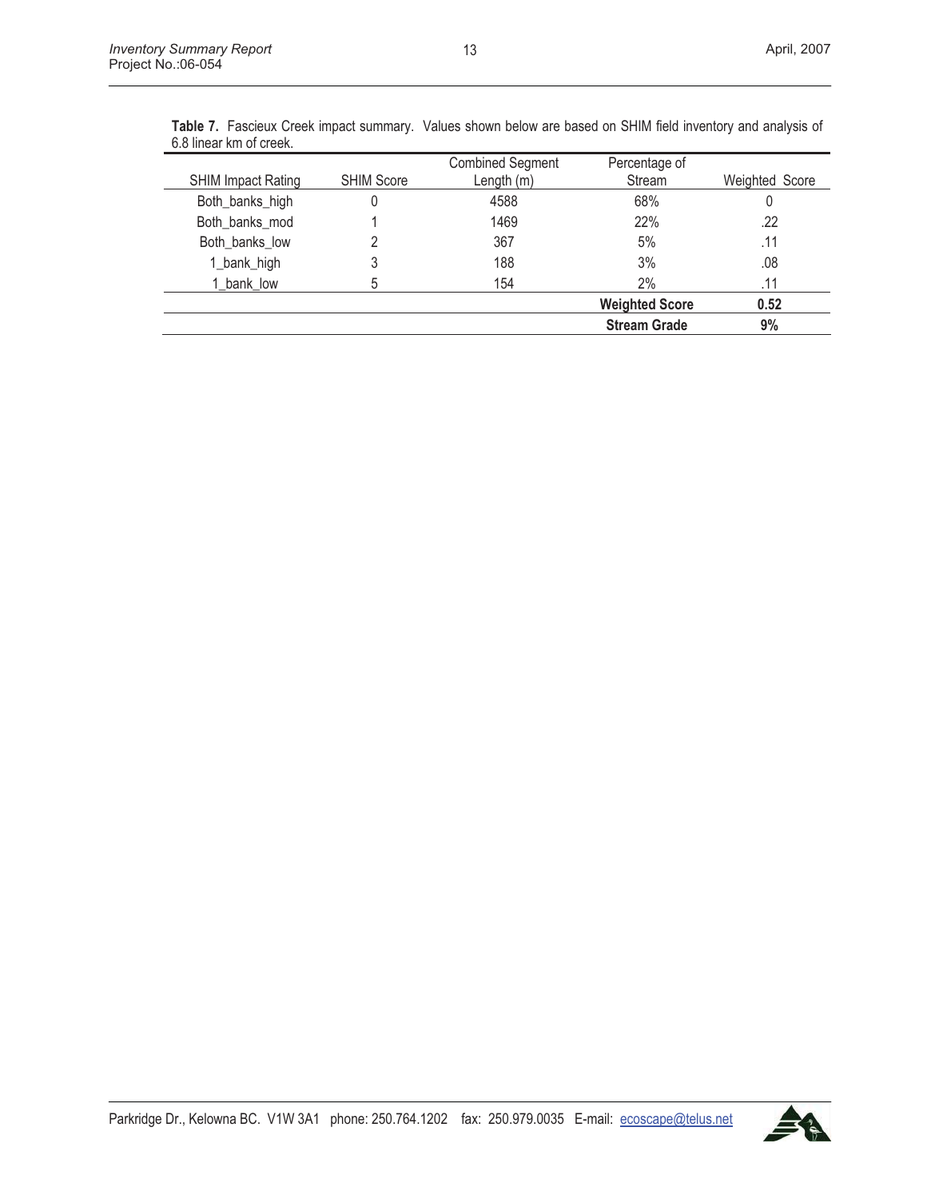**Table 7.** Fascieux Creek impact summary. Values shown below are based on SHIM field inventory and analysis of 6.8 linear km of creek.

| SHIM Impact Rating | SHIM Score | Combined Segment Length (m) | Percentage of Stream | Weighted Score |
|---|---|---|---|---|
| Both_banks_high | 0 | 4588 | 68% | 0 |
| Both_banks_mod | 1 | 1469 | 22% | .22 |
| Both_banks_low | 2 | 367 | 5% | .11 |
| 1_bank_high | 3 | 188 | 3% | .08 |
| 1_bank_low | 5 | 154 | 2% | .11 |
| | | | **Weighted Score** | **0.52** |
| | | | **Stream Grade** | **9%** |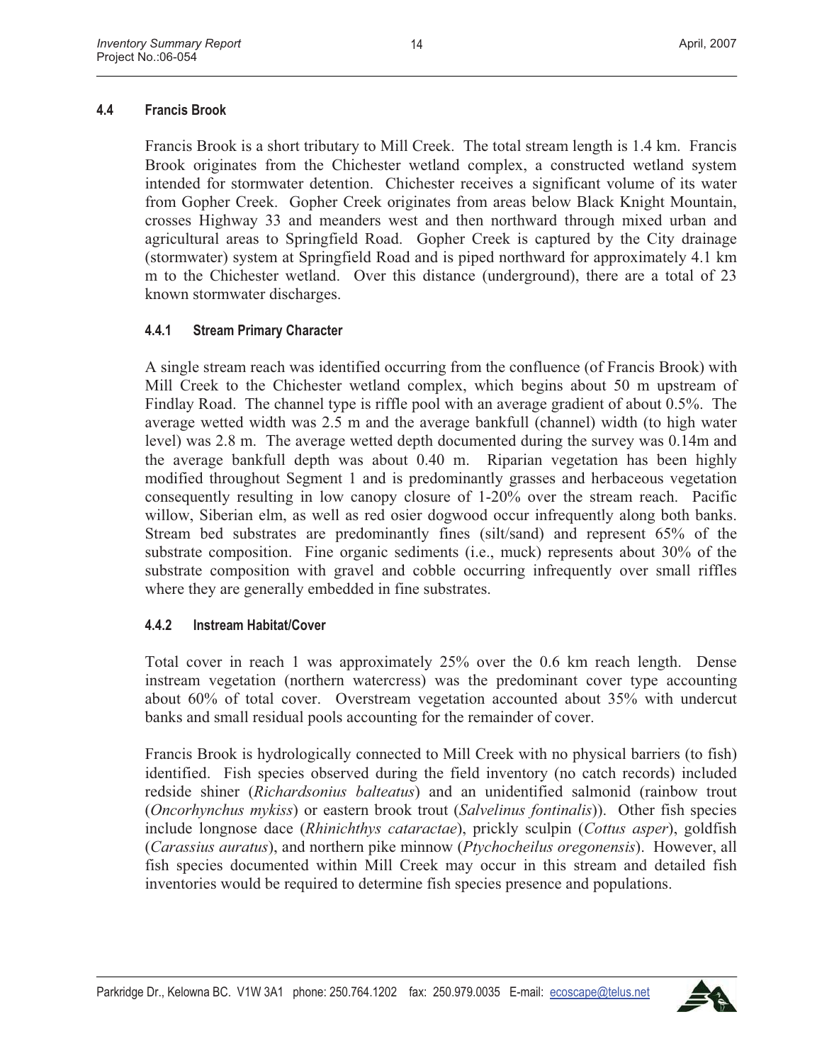## 4.4 Francis Brook

Francis Brook is a short tributary to Mill Creek. The total stream length is 1.4 km. Francis Brook originates from the Chichester wetland complex, a constructed wetland system intended for stormwater detention. Chichester receives a significant volume of its water from Gopher Creek. Gopher Creek originates from areas below Black Knight Mountain, crosses Highway 33 and meanders west and then northward through mixed urban and agricultural areas to Springfield Road. Gopher Creek is captured by the City drainage (stormwater) system at Springfield Road and is piped northward for approximately 4.1 km m to the Chichester wetland. Over this distance (underground), there are a total of 23 known stormwater discharges.

### 4.4.1 Stream Primary Character

A single stream reach was identified occurring from the confluence (of Francis Brook) with Mill Creek to the Chichester wetland complex, which begins about 50 m upstream of Findlay Road. The channel type is riffle pool with an average gradient of about 0.5%. The average wetted width was 2.5 m and the average bankfull (channel) width (to high water level) was 2.8 m. The average wetted depth documented during the survey was 0.14m and the average bankfull depth was about 0.40 m. Riparian vegetation has been highly modified throughout Segment 1 and is predominantly grasses and herbaceous vegetation consequently resulting in low canopy closure of 1-20% over the stream reach. Pacific willow, Siberian elm, as well as red osier dogwood occur infrequently along both banks. Stream bed substrates are predominantly fines (silt/sand) and represent 65% of the substrate composition. Fine organic sediments (i.e., muck) represents about 30% of the substrate composition with gravel and cobble occurring infrequently over small riffles where they are generally embedded in fine substrates.

### 4.4.2 Instream Habitat/Cover

Total cover in reach 1 was approximately 25% over the 0.6 km reach length. Dense instream vegetation (northern watercress) was the predominant cover type accounting about 60% of total cover. Overstream vegetation accounted about 35% with undercut banks and small residual pools accounting for the remainder of cover.

Francis Brook is hydrologically connected to Mill Creek with no physical barriers (to fish) identified. Fish species observed during the field inventory (no catch records) included redside shiner (*Richardsonius balteatus*) and an unidentified salmonid (rainbow trout (*Oncorhynchus mykiss*) or eastern brook trout (*Salvelinus fontinalis*)). Other fish species include longnose dace (*Rhinichthys cataractae*), prickly sculpin (*Cottus asper*), goldfish (*Carassius auratus*), and northern pike minnow (*Ptychocheilus oregonensis*). However, all fish species documented within Mill Creek may occur in this stream and detailed fish inventories would be required to determine fish species presence and populations.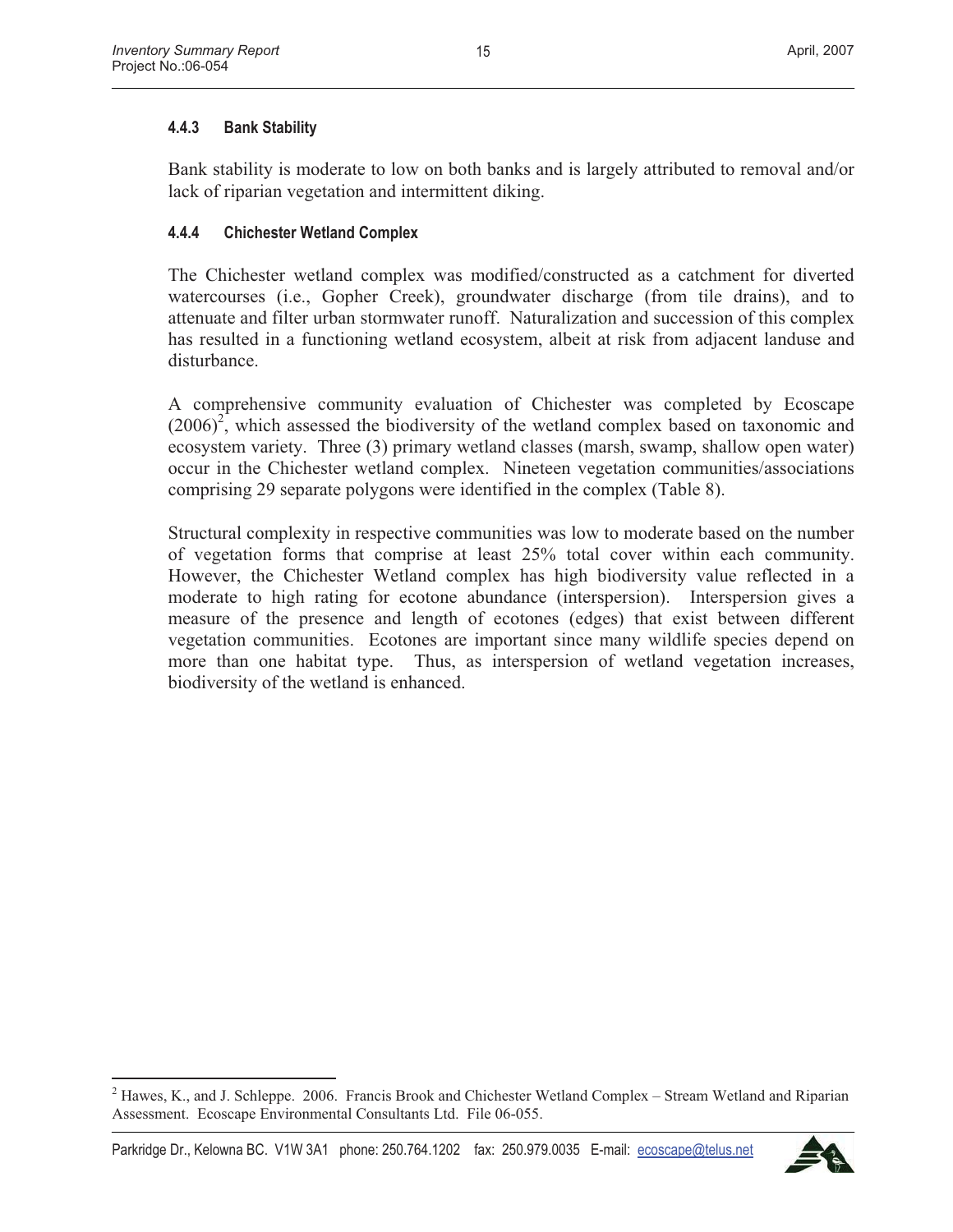#### 4.4.3 Bank Stability

Bank stability is moderate to low on both banks and is largely attributed to removal and/or lack of riparian vegetation and intermittent diking.

#### 4.4.4 Chichester Wetland Complex

The Chichester wetland complex was modified/constructed as a catchment for diverted watercourses (i.e., Gopher Creek), groundwater discharge (from tile drains), and to attenuate and filter urban stormwater runoff. Naturalization and succession of this complex has resulted in a functioning wetland ecosystem, albeit at risk from adjacent landuse and disturbance.

A comprehensive community evaluation of Chichester was completed by Ecoscape (2006)[2], which assessed the biodiversity of the wetland complex based on taxonomic and ecosystem variety. Three (3) primary wetland classes (marsh, swamp, shallow open water) occur in the Chichester wetland complex. Nineteen vegetation communities/associations comprising 29 separate polygons were identified in the complex (Table 8).

Structural complexity in respective communities was low to moderate based on the number of vegetation forms that comprise at least 25% total cover within each community. However, the Chichester Wetland complex has high biodiversity value reflected in a moderate to high rating for ecotone abundance (interspersion). Interspersion gives a measure of the presence and length of ecotones (edges) that exist between different vegetation communities. Ecotones are important since many wildlife species depend on more than one habitat type. Thus, as interspersion of wetland vegetation increases, biodiversity of the wetland is enhanced.

---

[2] Hawes, K., and J. Schleppe. 2006. Francis Brook and Chichester Wetland Complex – Stream Wetland and Riparian Assessment. Ecoscape Environmental Consultants Ltd. File 06-055.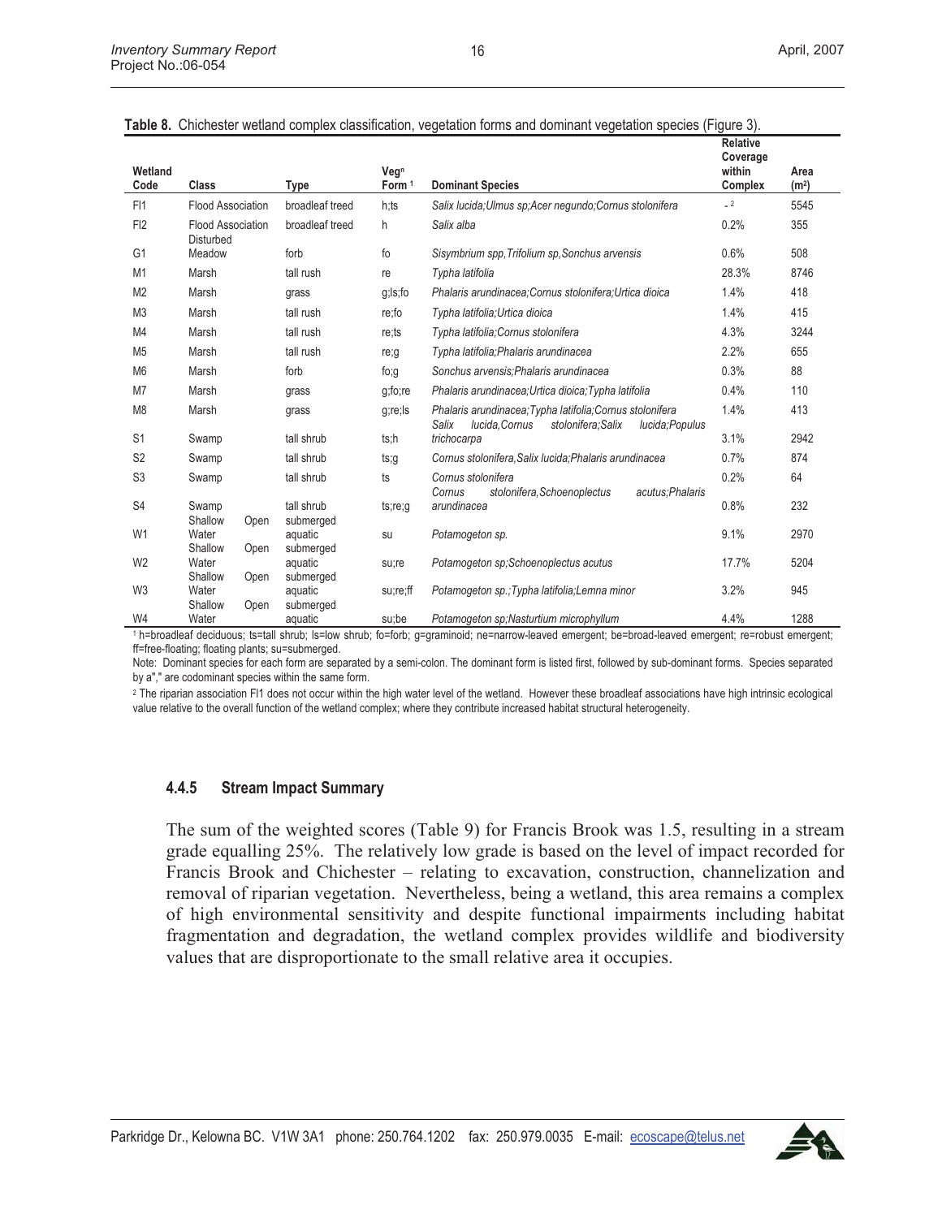**Table 8.** Chichester wetland complex classification, vegetation forms and dominant vegetation species (Figure 3).

| Wetland Code | Class | Type | Vegn Form [1] | Dominant Species | Relative Coverage within Complex | Area ($m^2$) |
|---|---|---|---|---|---|---|
| Fl1 | Flood Association | broadleaf treed | h;ts | *Salix lucida;Ulmus sp;Acer negundo;Cornus stolonifera* | - [2] | 5545 |
| Fl2 | Flood Association Disturbed | broadleaf treed | h | *Salix alba* | 0.2% | 355 |
| G1 | Meadow | forb | fo | *Sisymbrium spp,Trifolium sp,Sonchus arvensis* | 0.6% | 508 |
| M1 | Marsh | tall rush | re | *Typha latifolia* | 28.3% | 8746 |
| M2 | Marsh | grass | g;ls;fo | *Phalaris arundinacea;Cornus stolonifera;Urtica dioica* | 1.4% | 418 |
| M3 | Marsh | tall rush | re;fo | *Typha latifolia;Urtica dioica* | 1.4% | 415 |
| M4 | Marsh | tall rush | re;ts | *Typha latifolia;Cornus stolonifera* | 4.3% | 3244 |
| M5 | Marsh | tall rush | re;g | *Typha latifolia;Phalaris arundinacea* | 2.2% | 655 |
| M6 | Marsh | forb | fo;g | *Sonchus arvensis;Phalaris arundinacea* | 0.3% | 88 |
| M7 | Marsh | grass | g;fo;re | *Phalaris arundinacea;Urtica dioica;Typha latifolia* | 0.4% | 110 |
| M8 | Marsh | grass | g;re;ls | *Phalaris arundinacea;Typha latifolia;Cornus stolonifera* | 1.4% | 413 |
| S1 | Swamp | tall shrub | ts;h | *Salix lucida,Cornus stolonifera;Salix lucida;Populus trichocarpa* | 3.1% | 2942 |
| S2 | Swamp | tall shrub | ts;g | *Cornus stolonifera,Salix lucida;Phalaris arundinacea* | 0.7% | 874 |
| S3 | Swamp | tall shrub | ts | *Cornus stolonifera* | 0.2% | 64 |
| S4 | Swamp | tall shrub | ts;re;g | *Cornus stolonifera,Schoenoplectus acutus;Phalaris arundinacea* | 0.8% | 232 |
| W1 | Shallow Open Water | submerged aquatic | su | *Potamogeton sp.* | 9.1% | 2970 |
| W2 | Shallow Open Water | submerged aquatic | su;re | *Potamogeton sp;Schoenoplectus acutus* | 17.7% | 5204 |
| W3 | Shallow Open Water | submerged aquatic | su;re;ff | *Potamogeton sp.;Typha latifolia;Lemna minor* | 3.2% | 945 |
| W4 | Shallow Open Water | submerged aquatic | su;be | *Potamogeton sp;Nasturtium microphyllum* | 4.4% | 1288 |

[1] h=broadleaf deciduous; ts=tall shrub; ls=low shrub; fo=forb; g=graminoid; ne=narrow-leaved emergent; be=broad-leaved emergent; re=robust emergent; ff=free-floating; floating plants; su=submerged.

Note: Dominant species for each form are separated by a semi-colon. The dominant form is listed first, followed by sub-dominant forms. Species separated by a"," are codominant species within the same form.

[2] The riparian association Fl1 does not occur within the high water level of the wetland. However these broadleaf associations have high intrinsic ecological value relative to the overall function of the wetland complex; where they contribute increased habitat structural heterogeneity.

### 4.4.5 Stream Impact Summary

The sum of the weighted scores (Table 9) for Francis Brook was 1.5, resulting in a stream grade equalling 25%. The relatively low grade is based on the level of impact recorded for Francis Brook and Chichester – relating to excavation, construction, channelization and removal of riparian vegetation. Nevertheless, being a wetland, this area remains a complex of high environmental sensitivity and despite functional impairments including habitat fragmentation and degradation, the wetland complex provides wildlife and biodiversity values that are disproportionate to the small relative area it occupies.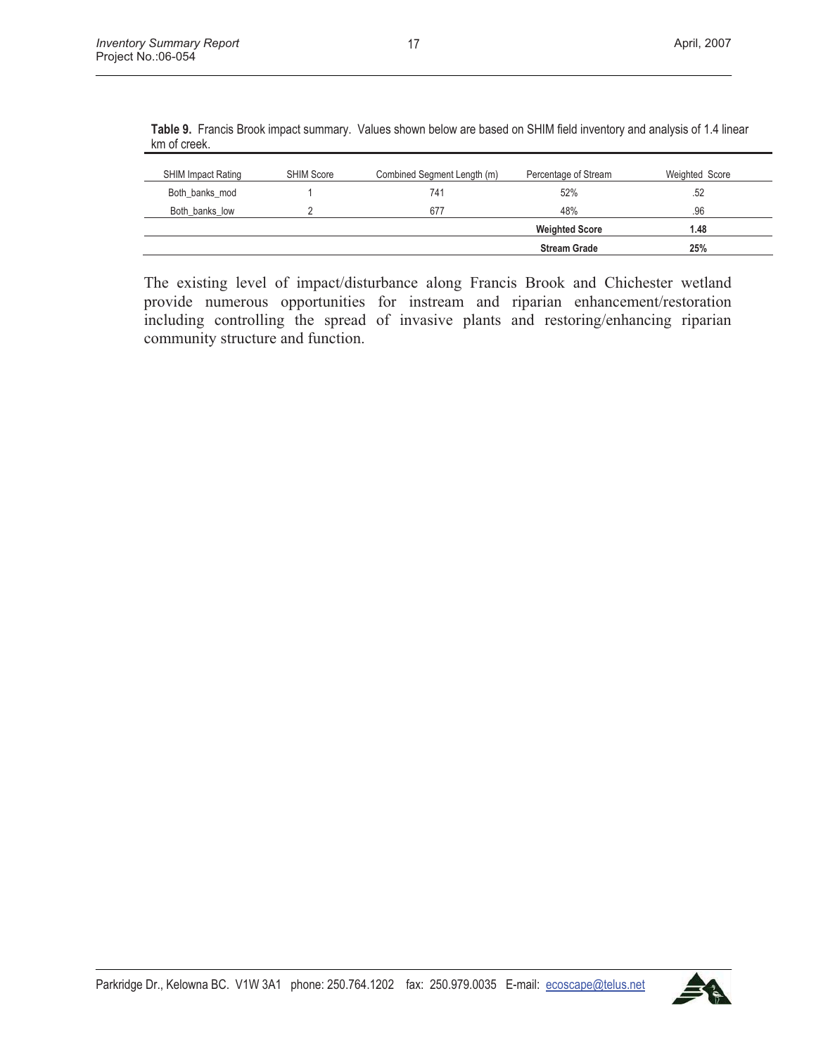**Table 9.** Francis Brook impact summary. Values shown below are based on SHIM field inventory and analysis of 1.4 linear km of creek.

| SHIM Impact Rating | SHIM Score | Combined Segment Length (m) | Percentage of Stream | Weighted Score |
|---|---|---|---|---|
| Both_banks_mod | 1 | 741 | 52% | .52 |
| Both_banks_low | 2 | 677 | 48% | .96 |
| | | | **Weighted Score** | **1.48** |
| | | | **Stream Grade** | **25%** |

The existing level of impact/disturbance along Francis Brook and Chichester wetland provide numerous opportunities for instream and riparian enhancement/restoration including controlling the spread of invasive plants and restoring/enhancing riparian community structure and function.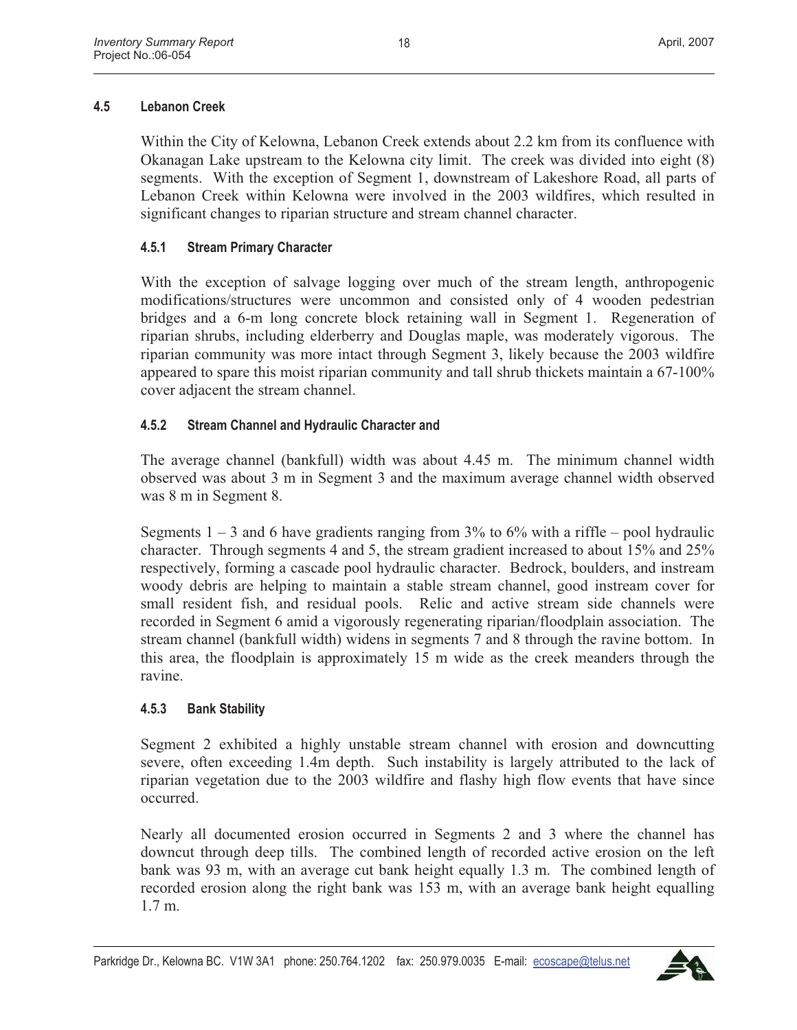## 4.5 Lebanon Creek

Within the City of Kelowna, Lebanon Creek extends about 2.2 km from its confluence with Okanagan Lake upstream to the Kelowna city limit. The creek was divided into eight (8) segments. With the exception of Segment 1, downstream of Lakeshore Road, all parts of Lebanon Creek within Kelowna were involved in the 2003 wildfires, which resulted in significant changes to riparian structure and stream channel character.

### 4.5.1 Stream Primary Character

With the exception of salvage logging over much of the stream length, anthropogenic modifications/structures were uncommon and consisted only of 4 wooden pedestrian bridges and a 6-m long concrete block retaining wall in Segment 1. Regeneration of riparian shrubs, including elderberry and Douglas maple, was moderately vigorous. The riparian community was more intact through Segment 3, likely because the 2003 wildfire appeared to spare this moist riparian community and tall shrub thickets maintain a 67-100% cover adjacent the stream channel.

### 4.5.2 Stream Channel and Hydraulic Character and

The average channel (bankfull) width was about 4.45 m. The minimum channel width observed was about 3 m in Segment 3 and the maximum average channel width observed was 8 m in Segment 8.

Segments 1 – 3 and 6 have gradients ranging from 3% to 6% with a riffle – pool hydraulic character. Through segments 4 and 5, the stream gradient increased to about 15% and 25% respectively, forming a cascade pool hydraulic character. Bedrock, boulders, and instream woody debris are helping to maintain a stable stream channel, good instream cover for small resident fish, and residual pools. Relic and active stream side channels were recorded in Segment 6 amid a vigorously regenerating riparian/floodplain association. The stream channel (bankfull width) widens in segments 7 and 8 through the ravine bottom. In this area, the floodplain is approximately 15 m wide as the creek meanders through the ravine.

### 4.5.3 Bank Stability

Segment 2 exhibited a highly unstable stream channel with erosion and downcutting severe, often exceeding 1.4m depth. Such instability is largely attributed to the lack of riparian vegetation due to the 2003 wildfire and flashy high flow events that have since occurred.

Nearly all documented erosion occurred in Segments 2 and 3 where the channel has downcut through deep tills. The combined length of recorded active erosion on the left bank was 93 m, with an average cut bank height equally 1.3 m. The combined length of recorded erosion along the right bank was 153 m, with an average bank height equalling 1.7 m.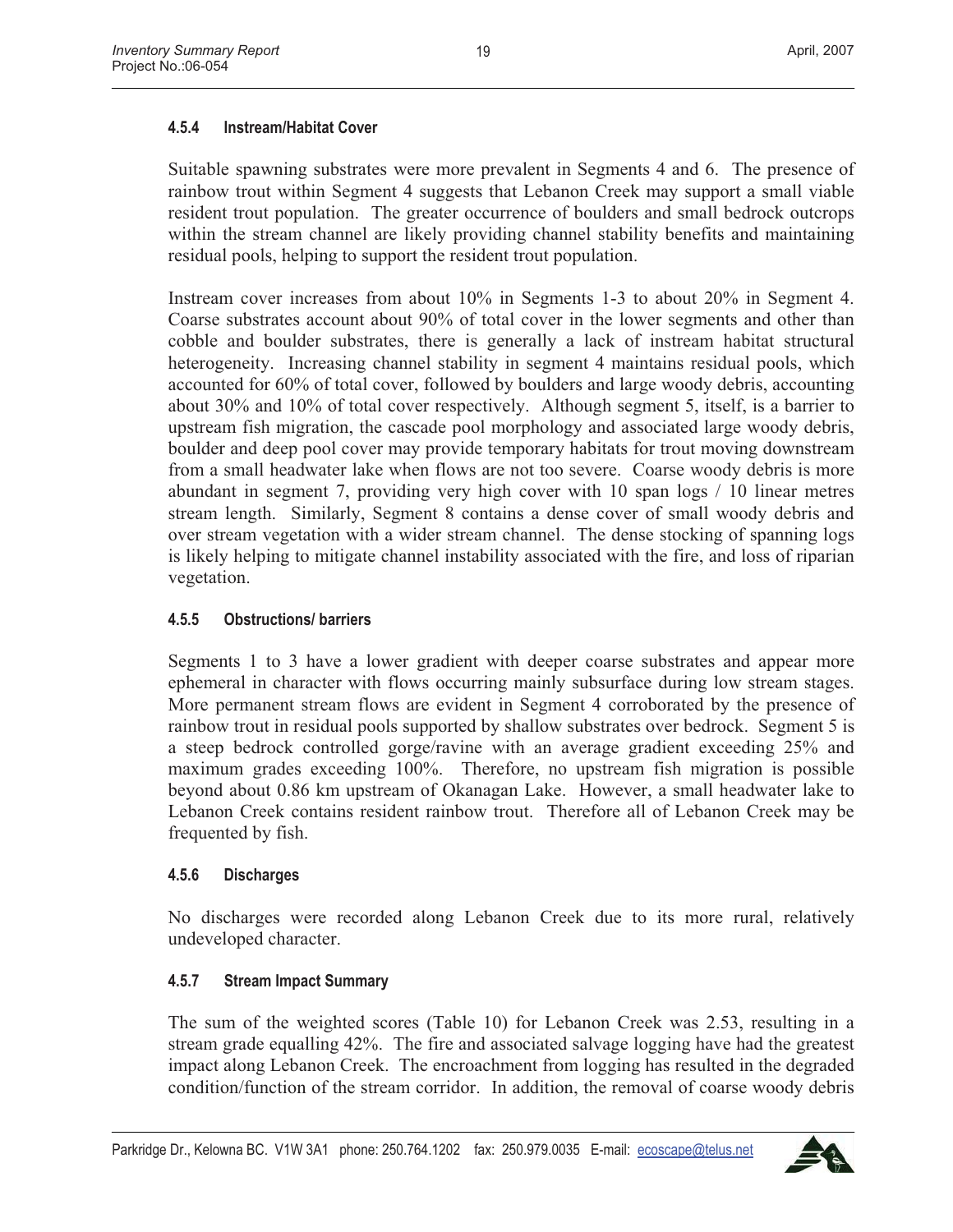#### 4.5.4 Instream/Habitat Cover

Suitable spawning substrates were more prevalent in Segments 4 and 6. The presence of rainbow trout within Segment 4 suggests that Lebanon Creek may support a small viable resident trout population. The greater occurrence of boulders and small bedrock outcrops within the stream channel are likely providing channel stability benefits and maintaining residual pools, helping to support the resident trout population.

Instream cover increases from about 10% in Segments 1-3 to about 20% in Segment 4. Coarse substrates account about 90% of total cover in the lower segments and other than cobble and boulder substrates, there is generally a lack of instream habitat structural heterogeneity. Increasing channel stability in segment 4 maintains residual pools, which accounted for 60% of total cover, followed by boulders and large woody debris, accounting about 30% and 10% of total cover respectively. Although segment 5, itself, is a barrier to upstream fish migration, the cascade pool morphology and associated large woody debris, boulder and deep pool cover may provide temporary habitats for trout moving downstream from a small headwater lake when flows are not too severe. Coarse woody debris is more abundant in segment 7, providing very high cover with 10 span logs / 10 linear metres stream length. Similarly, Segment 8 contains a dense cover of small woody debris and over stream vegetation with a wider stream channel. The dense stocking of spanning logs is likely helping to mitigate channel instability associated with the fire, and loss of riparian vegetation.

#### 4.5.5 Obstructions/ barriers

Segments 1 to 3 have a lower gradient with deeper coarse substrates and appear more ephemeral in character with flows occurring mainly subsurface during low stream stages. More permanent stream flows are evident in Segment 4 corroborated by the presence of rainbow trout in residual pools supported by shallow substrates over bedrock. Segment 5 is a steep bedrock controlled gorge/ravine with an average gradient exceeding 25% and maximum grades exceeding 100%. Therefore, no upstream fish migration is possible beyond about 0.86 km upstream of Okanagan Lake. However, a small headwater lake to Lebanon Creek contains resident rainbow trout. Therefore all of Lebanon Creek may be frequented by fish.

#### 4.5.6 Discharges

No discharges were recorded along Lebanon Creek due to its more rural, relatively undeveloped character.

#### 4.5.7 Stream Impact Summary

The sum of the weighted scores (Table 10) for Lebanon Creek was 2.53, resulting in a stream grade equalling 42%. The fire and associated salvage logging have had the greatest impact along Lebanon Creek. The encroachment from logging has resulted in the degraded condition/function of the stream corridor. In addition, the removal of coarse woody debris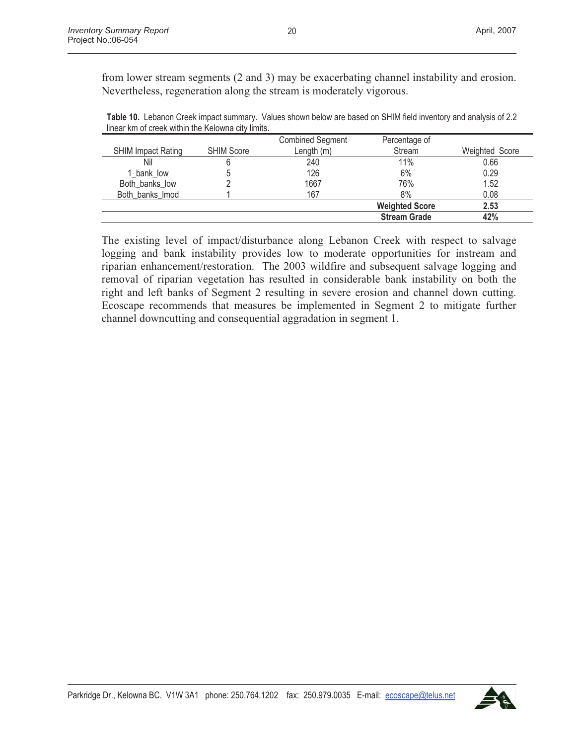from lower stream segments (2 and 3) may be exacerbating channel instability and erosion. Nevertheless, regeneration along the stream is moderately vigorous.

**Table 10.** Lebanon Creek impact summary. Values shown below are based on SHIM field inventory and analysis of 2.2 linear km of creek within the Kelowna city limits.

| SHIM Impact Rating | SHIM Score | Combined Segment Length (m) | Percentage of Stream | Weighted Score |
|---|---|---|---|---|
| Nil | 6 | 240 | 11% | 0.66 |
| 1_bank_low | 5 | 126 | 6% | 0.29 |
| Both_banks_low | 2 | 1667 | 76% | 1.52 |
| Both_banks_lmod | 1 | 167 | 8% | 0.08 |
| | | | **Weighted Score** | **2.53** |
| | | | **Stream Grade** | **42%** |

The existing level of impact/disturbance along Lebanon Creek with respect to salvage logging and bank instability provides low to moderate opportunities for instream and riparian enhancement/restoration. The 2003 wildfire and subsequent salvage logging and removal of riparian vegetation has resulted in considerable bank instability on both the right and left banks of Segment 2 resulting in severe erosion and channel down cutting. Ecoscape recommends that measures be implemented in Segment 2 to mitigate further channel downcutting and consequential aggradation in segment 1.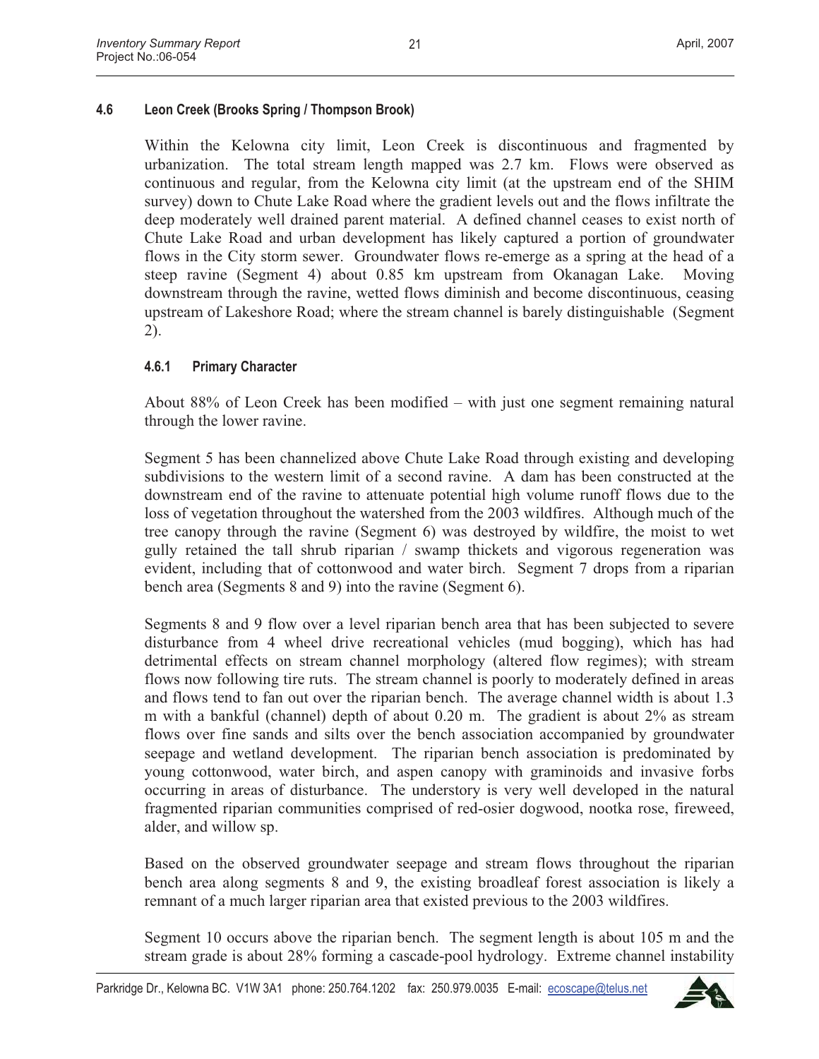### 4.6 Leon Creek (Brooks Spring / Thompson Brook)

Within the Kelowna city limit, Leon Creek is discontinuous and fragmented by urbanization. The total stream length mapped was 2.7 km. Flows were observed as continuous and regular, from the Kelowna city limit (at the upstream end of the SHIM survey) down to Chute Lake Road where the gradient levels out and the flows infiltrate the deep moderately well drained parent material. A defined channel ceases to exist north of Chute Lake Road and urban development has likely captured a portion of groundwater flows in the City storm sewer. Groundwater flows re-emerge as a spring at the head of a steep ravine (Segment 4) about 0.85 km upstream from Okanagan Lake. Moving downstream through the ravine, wetted flows diminish and become discontinuous, ceasing upstream of Lakeshore Road; where the stream channel is barely distinguishable (Segment 2).

#### 4.6.1 Primary Character

About 88% of Leon Creek has been modified – with just one segment remaining natural through the lower ravine.

Segment 5 has been channelized above Chute Lake Road through existing and developing subdivisions to the western limit of a second ravine. A dam has been constructed at the downstream end of the ravine to attenuate potential high volume runoff flows due to the loss of vegetation throughout the watershed from the 2003 wildfires. Although much of the tree canopy through the ravine (Segment 6) was destroyed by wildfire, the moist to wet gully retained the tall shrub riparian / swamp thickets and vigorous regeneration was evident, including that of cottonwood and water birch. Segment 7 drops from a riparian bench area (Segments 8 and 9) into the ravine (Segment 6).

Segments 8 and 9 flow over a level riparian bench area that has been subjected to severe disturbance from 4 wheel drive recreational vehicles (mud bogging), which has had detrimental effects on stream channel morphology (altered flow regimes); with stream flows now following tire ruts. The stream channel is poorly to moderately defined in areas and flows tend to fan out over the riparian bench. The average channel width is about 1.3 m with a bankful (channel) depth of about 0.20 m. The gradient is about 2% as stream flows over fine sands and silts over the bench association accompanied by groundwater seepage and wetland development. The riparian bench association is predominated by young cottonwood, water birch, and aspen canopy with graminoids and invasive forbs occurring in areas of disturbance. The understory is very well developed in the natural fragmented riparian communities comprised of red-osier dogwood, nootka rose, fireweed, alder, and willow sp.

Based on the observed groundwater seepage and stream flows throughout the riparian bench area along segments 8 and 9, the existing broadleaf forest association is likely a remnant of a much larger riparian area that existed previous to the 2003 wildfires.

Segment 10 occurs above the riparian bench. The segment length is about 105 m and the stream grade is about 28% forming a cascade-pool hydrology. Extreme channel instability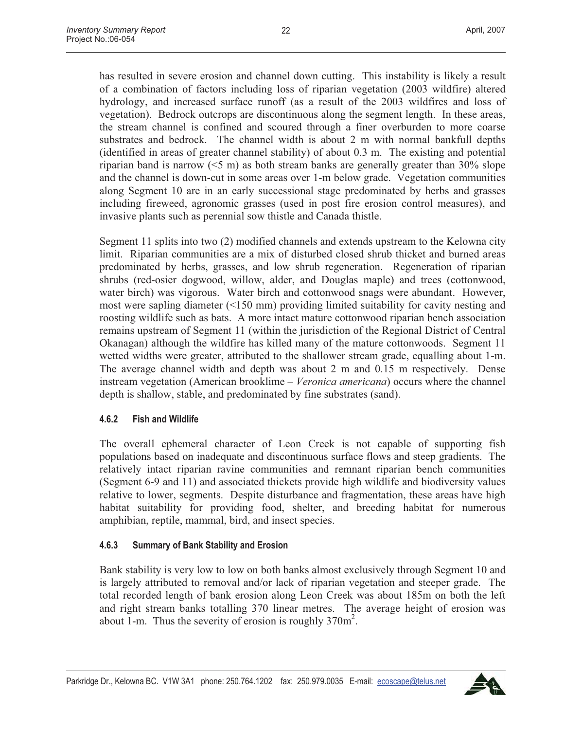has resulted in severe erosion and channel down cutting. This instability is likely a result of a combination of factors including loss of riparian vegetation (2003 wildfire) altered hydrology, and increased surface runoff (as a result of the 2003 wildfires and loss of vegetation). Bedrock outcrops are discontinuous along the segment length. In these areas, the stream channel is confined and scoured through a finer overburden to more coarse substrates and bedrock. The channel width is about 2 m with normal bankfull depths (identified in areas of greater channel stability) of about 0.3 m. The existing and potential riparian band is narrow (<5 m) as both stream banks are generally greater than 30% slope and the channel is down-cut in some areas over 1-m below grade. Vegetation communities along Segment 10 are in an early successional stage predominated by herbs and grasses including fireweed, agronomic grasses (used in post fire erosion control measures), and invasive plants such as perennial sow thistle and Canada thistle.

Segment 11 splits into two (2) modified channels and extends upstream to the Kelowna city limit. Riparian communities are a mix of disturbed closed shrub thicket and burned areas predominated by herbs, grasses, and low shrub regeneration. Regeneration of riparian shrubs (red-osier dogwood, willow, alder, and Douglas maple) and trees (cottonwood, water birch) was vigorous. Water birch and cottonwood snags were abundant. However, most were sapling diameter (<150 mm) providing limited suitability for cavity nesting and roosting wildlife such as bats. A more intact mature cottonwood riparian bench association remains upstream of Segment 11 (within the jurisdiction of the Regional District of Central Okanagan) although the wildfire has killed many of the mature cottonwoods. Segment 11 wetted widths were greater, attributed to the shallower stream grade, equalling about 1-m. The average channel width and depth was about 2 m and 0.15 m respectively. Dense instream vegetation (American brooklime – *Veronica americana*) occurs where the channel depth is shallow, stable, and predominated by fine substrates (sand).

#### 4.6.2 Fish and Wildlife

The overall ephemeral character of Leon Creek is not capable of supporting fish populations based on inadequate and discontinuous surface flows and steep gradients. The relatively intact riparian ravine communities and remnant riparian bench communities (Segment 6-9 and 11) and associated thickets provide high wildlife and biodiversity values relative to lower, segments. Despite disturbance and fragmentation, these areas have high habitat suitability for providing food, shelter, and breeding habitat for numerous amphibian, reptile, mammal, bird, and insect species.

#### 4.6.3 Summary of Bank Stability and Erosion

Bank stability is very low to low on both banks almost exclusively through Segment 10 and is largely attributed to removal and/or lack of riparian vegetation and steeper grade. The total recorded length of bank erosion along Leon Creek was about 185m on both the left and right stream banks totalling 370 linear metres. The average height of erosion was about 1-m. Thus the severity of erosion is roughly $370m^2$.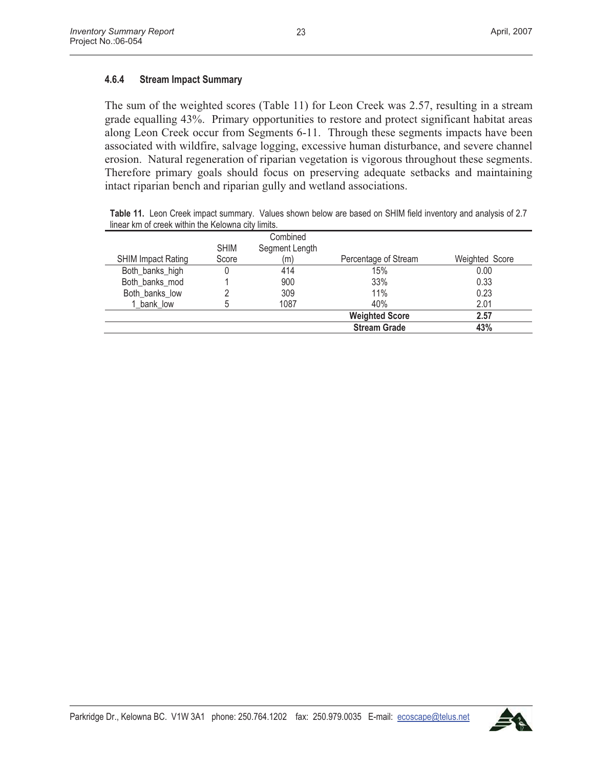#### 4.6.4 Stream Impact Summary

The sum of the weighted scores (Table 11) for Leon Creek was 2.57, resulting in a stream grade equalling 43%. Primary opportunities to restore and protect significant habitat areas along Leon Creek occur from Segments 6-11. Through these segments impacts have been associated with wildfire, salvage logging, excessive human disturbance, and severe channel erosion. Natural regeneration of riparian vegetation is vigorous throughout these segments. Therefore primary goals should focus on preserving adequate setbacks and maintaining intact riparian bench and riparian gully and wetland associations.

**Table 11.** Leon Creek impact summary. Values shown below are based on SHIM field inventory and analysis of 2.7 linear km of creek within the Kelowna city limits.

| SHIM Impact Rating | SHIM Score | Combined Segment Length (m) | Percentage of Stream | Weighted Score |
|---|---|---|---|---|
| Both_banks_high | 0 | 414 | 15% | 0.00 |
| Both_banks_mod | 1 | 900 | 33% | 0.33 |
| Both_banks_low | 2 | 309 | 11% | 0.23 |
| 1_bank_low | 5 | 1087 | 40% | 2.01 |
| | | | **Weighted Score** | **2.57** |
| | | | **Stream Grade** | **43%** |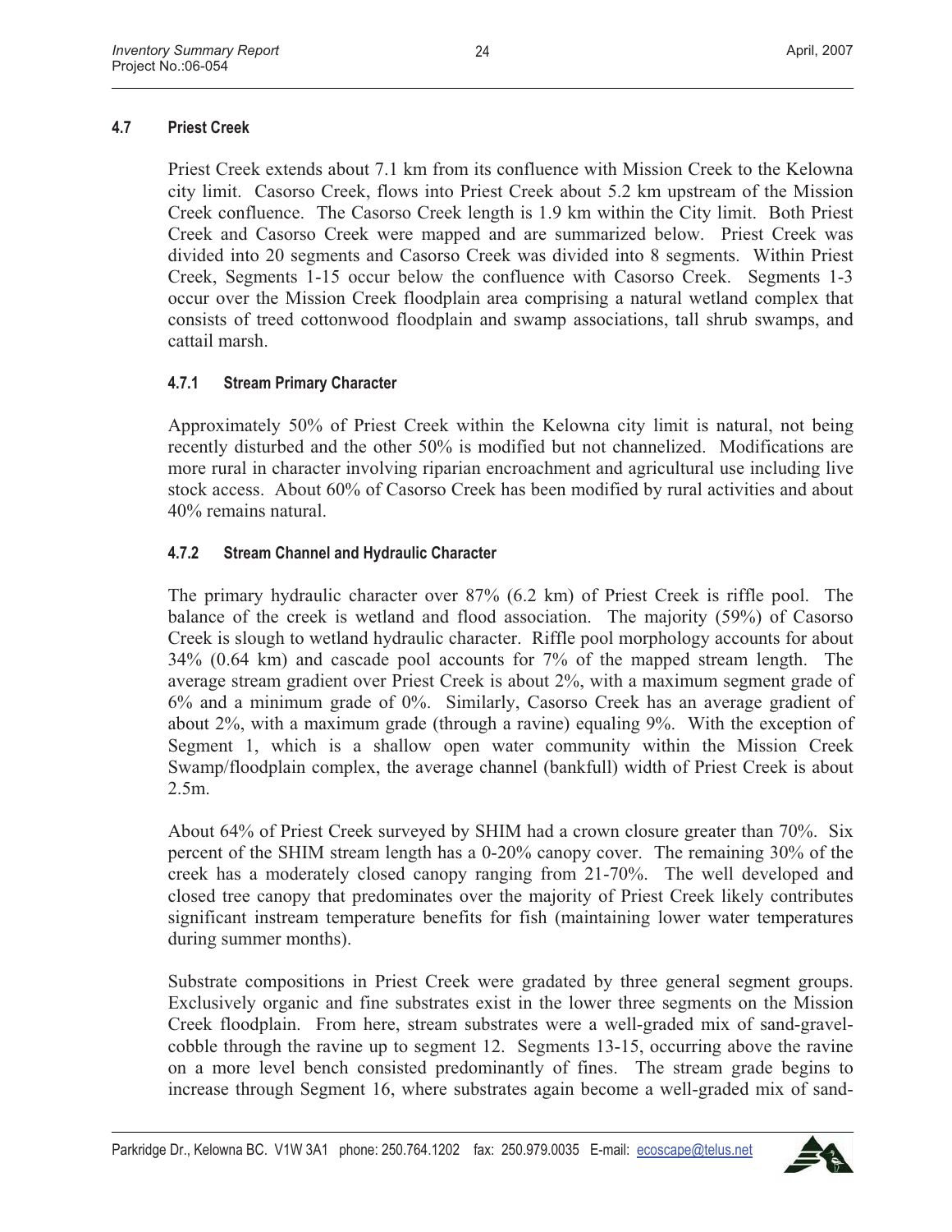## 4.7 Priest Creek

Priest Creek extends about 7.1 km from its confluence with Mission Creek to the Kelowna city limit. Casorso Creek, flows into Priest Creek about 5.2 km upstream of the Mission Creek confluence. The Casorso Creek length is 1.9 km within the City limit. Both Priest Creek and Casorso Creek were mapped and are summarized below. Priest Creek was divided into 20 segments and Casorso Creek was divided into 8 segments. Within Priest Creek, Segments 1-15 occur below the confluence with Casorso Creek. Segments 1-3 occur over the Mission Creek floodplain area comprising a natural wetland complex that consists of treed cottonwood floodplain and swamp associations, tall shrub swamps, and cattail marsh.

### 4.7.1 Stream Primary Character

Approximately 50% of Priest Creek within the Kelowna city limit is natural, not being recently disturbed and the other 50% is modified but not channelized. Modifications are more rural in character involving riparian encroachment and agricultural use including live stock access. About 60% of Casorso Creek has been modified by rural activities and about 40% remains natural.

### 4.7.2 Stream Channel and Hydraulic Character

The primary hydraulic character over 87% (6.2 km) of Priest Creek is riffle pool. The balance of the creek is wetland and flood association. The majority (59%) of Casorso Creek is slough to wetland hydraulic character. Riffle pool morphology accounts for about 34% (0.64 km) and cascade pool accounts for 7% of the mapped stream length. The average stream gradient over Priest Creek is about 2%, with a maximum segment grade of 6% and a minimum grade of 0%. Similarly, Casorso Creek has an average gradient of about 2%, with a maximum grade (through a ravine) equaling 9%. With the exception of Segment 1, which is a shallow open water community within the Mission Creek Swamp/floodplain complex, the average channel (bankfull) width of Priest Creek is about 2.5m.

About 64% of Priest Creek surveyed by SHIM had a crown closure greater than 70%. Six percent of the SHIM stream length has a 0-20% canopy cover. The remaining 30% of the creek has a moderately closed canopy ranging from 21-70%. The well developed and closed tree canopy that predominates over the majority of Priest Creek likely contributes significant instream temperature benefits for fish (maintaining lower water temperatures during summer months).

Substrate compositions in Priest Creek were gradated by three general segment groups. Exclusively organic and fine substrates exist in the lower three segments on the Mission Creek floodplain. From here, stream substrates were a well-graded mix of sand-gravel-cobble through the ravine up to segment 12. Segments 13-15, occurring above the ravine on a more level bench consisted predominantly of fines. The stream grade begins to increase through Segment 16, where substrates again become a well-graded mix of sand-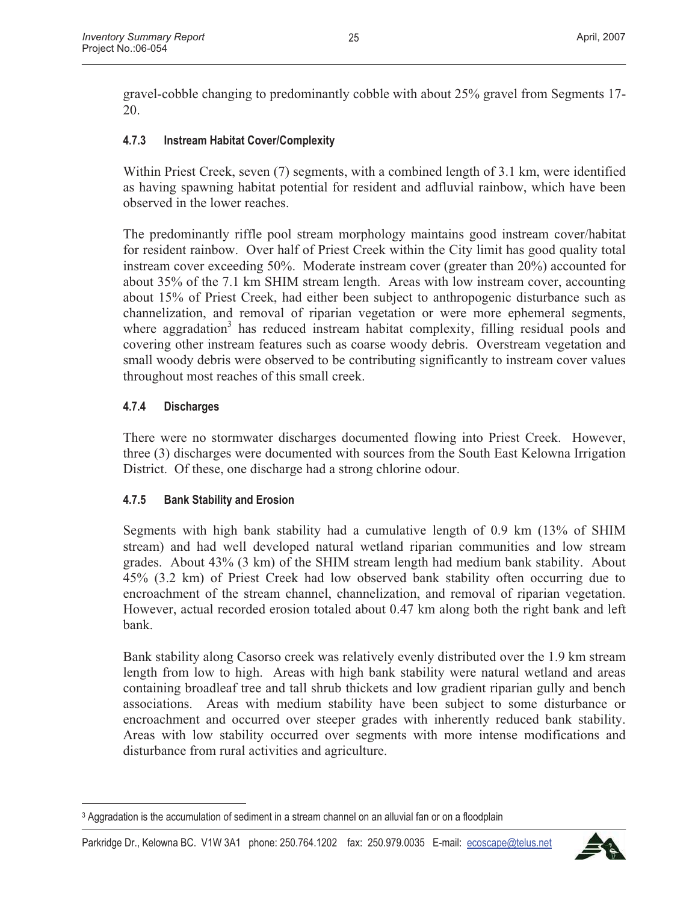gravel-cobble changing to predominantly cobble with about 25% gravel from Segments 17-20.

#### 4.7.3 Instream Habitat Cover/Complexity

Within Priest Creek, seven (7) segments, with a combined length of 3.1 km, were identified as having spawning habitat potential for resident and adfluvial rainbow, which have been observed in the lower reaches.

The predominantly riffle pool stream morphology maintains good instream cover/habitat for resident rainbow. Over half of Priest Creek within the City limit has good quality total instream cover exceeding 50%. Moderate instream cover (greater than 20%) accounted for about 35% of the 7.1 km SHIM stream length. Areas with low instream cover, accounting about 15% of Priest Creek, had either been subject to anthropogenic disturbance such as channelization, and removal of riparian vegetation or were more ephemeral segments, where aggradation[3] has reduced instream habitat complexity, filling residual pools and covering other instream features such as coarse woody debris. Overstream vegetation and small woody debris were observed to be contributing significantly to instream cover values throughout most reaches of this small creek.

#### 4.7.4 Discharges

There were no stormwater discharges documented flowing into Priest Creek. However, three (3) discharges were documented with sources from the South East Kelowna Irrigation District. Of these, one discharge had a strong chlorine odour.

#### 4.7.5 Bank Stability and Erosion

Segments with high bank stability had a cumulative length of 0.9 km (13% of SHIM stream) and had well developed natural wetland riparian communities and low stream grades. About 43% (3 km) of the SHIM stream length had medium bank stability. About 45% (3.2 km) of Priest Creek had low observed bank stability often occurring due to encroachment of the stream channel, channelization, and removal of riparian vegetation. However, actual recorded erosion totaled about 0.47 km along both the right bank and left bank.

Bank stability along Casorso creek was relatively evenly distributed over the 1.9 km stream length from low to high. Areas with high bank stability were natural wetland and areas containing broadleaf tree and tall shrub thickets and low gradient riparian gully and bench associations. Areas with medium stability have been subject to some disturbance or encroachment and occurred over steeper grades with inherently reduced bank stability. Areas with low stability occurred over segments with more intense modifications and disturbance from rural activities and agriculture.

---

[3] Aggradation is the accumulation of sediment in a stream channel on an alluvial fan or on a floodplain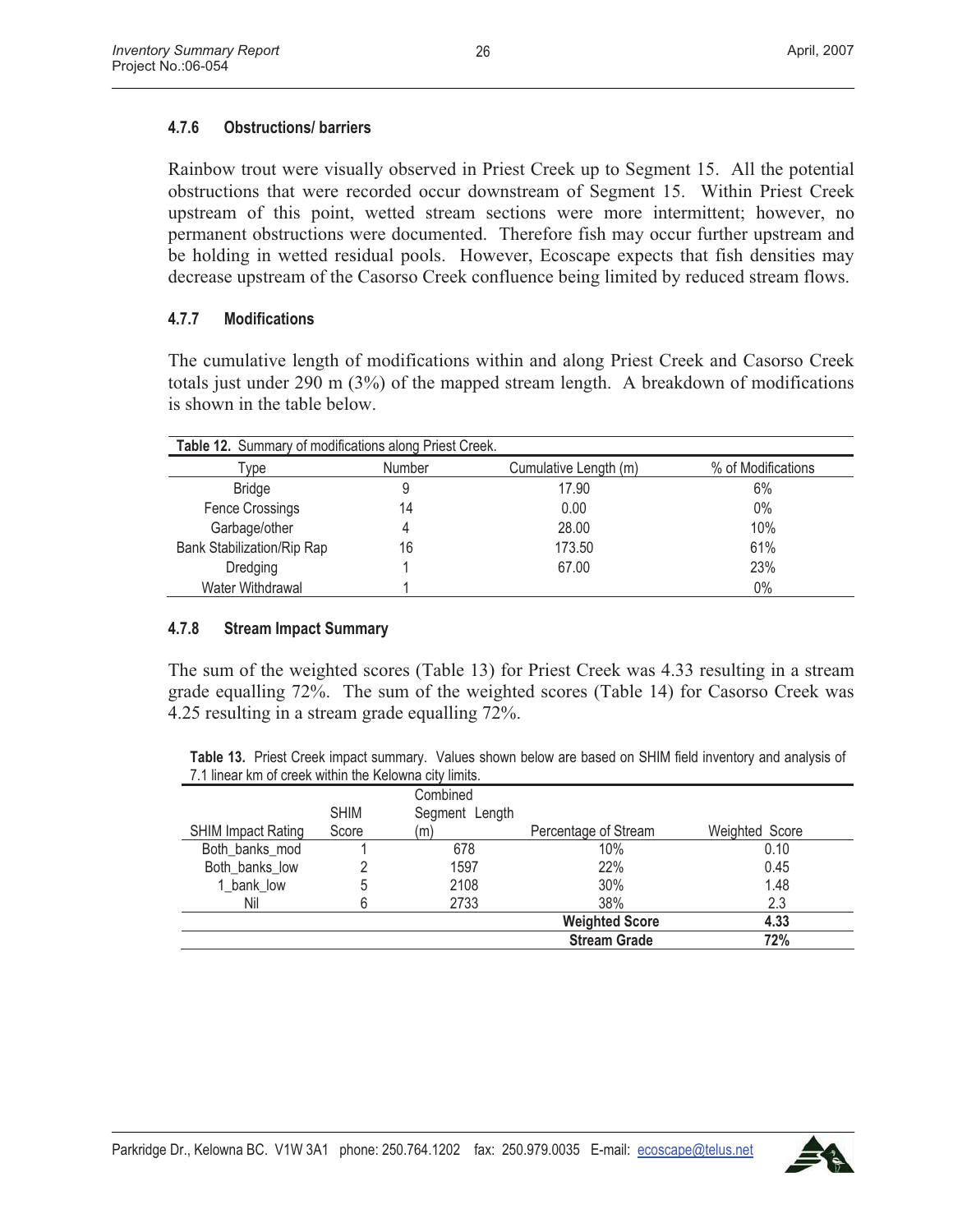#### 4.7.6 Obstructions/ barriers

Rainbow trout were visually observed in Priest Creek up to Segment 15. All the potential obstructions that were recorded occur downstream of Segment 15. Within Priest Creek upstream of this point, wetted stream sections were more intermittent; however, no permanent obstructions were documented. Therefore fish may occur further upstream and be holding in wetted residual pools. However, Ecoscape expects that fish densities may decrease upstream of the Casorso Creek confluence being limited by reduced stream flows.

#### 4.7.7 Modifications

The cumulative length of modifications within and along Priest Creek and Casorso Creek totals just under 290 m (3%) of the mapped stream length. A breakdown of modifications is shown in the table below.

**Table 12.** Summary of modifications along Priest Creek.

| Type | Number | Cumulative Length (m) | % of Modifications |
|---|---|---|---|
| Bridge | 9 | 17.90 | 6% |
| Fence Crossings | 14 | 0.00 | 0% |
| Garbage/other | 4 | 28.00 | 10% |
| Bank Stabilization/Rip Rap | 16 | 173.50 | 61% |
| Dredging | 1 | 67.00 | 23% |
| Water Withdrawal | 1 | | 0% |

#### 4.7.8 Stream Impact Summary

The sum of the weighted scores (Table 13) for Priest Creek was 4.33 resulting in a stream grade equalling 72%. The sum of the weighted scores (Table 14) for Casorso Creek was 4.25 resulting in a stream grade equalling 72%.

**Table 13.** Priest Creek impact summary. Values shown below are based on SHIM field inventory and analysis of 7.1 linear km of creek within the Kelowna city limits.

| SHIM Impact Rating | SHIM Score | Combined Segment Length (m) | Percentage of Stream | Weighted Score |
|---|---|---|---|---|
| Both_banks_mod | 1 | 678 | 10% | 0.10 |
| Both_banks_low | 2 | 1597 | 22% | 0.45 |
| 1_bank_low | 5 | 2108 | 30% | 1.48 |
| Nil | 6 | 2733 | 38% | 2.3 |
| | | | **Weighted Score** | **4.33** |
| | | | **Stream Grade** | **72%** |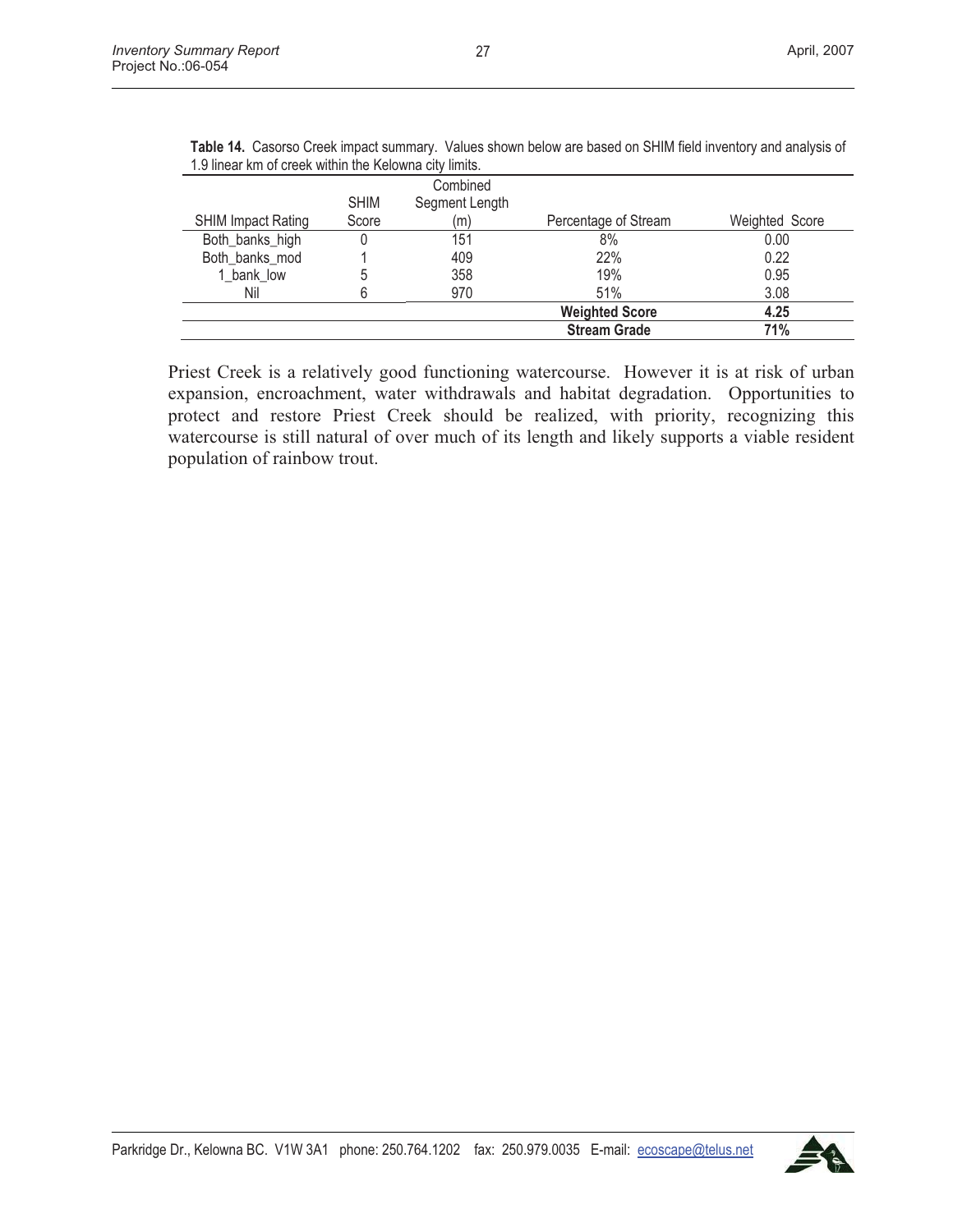**Table 14.** Casorso Creek impact summary. Values shown below are based on SHIM field inventory and analysis of 1.9 linear km of creek within the Kelowna city limits.

| SHIM Impact Rating | SHIM Score | Combined Segment Length (m) | Percentage of Stream | Weighted Score |
|---|---|---|---|---|
| Both_banks_high | 0 | 151 | 8% | 0.00 |
| Both_banks_mod | 1 | 409 | 22% | 0.22 |
| 1_bank_low | 5 | 358 | 19% | 0.95 |
| Nil | 6 | 970 | 51% | 3.08 |
| | | | **Weighted Score** | **4.25** |
| | | | **Stream Grade** | **71%** |

Priest Creek is a relatively good functioning watercourse. However it is at risk of urban expansion, encroachment, water withdrawals and habitat degradation. Opportunities to protect and restore Priest Creek should be realized, with priority, recognizing this watercourse is still natural of over much of its length and likely supports a viable resident population of rainbow trout.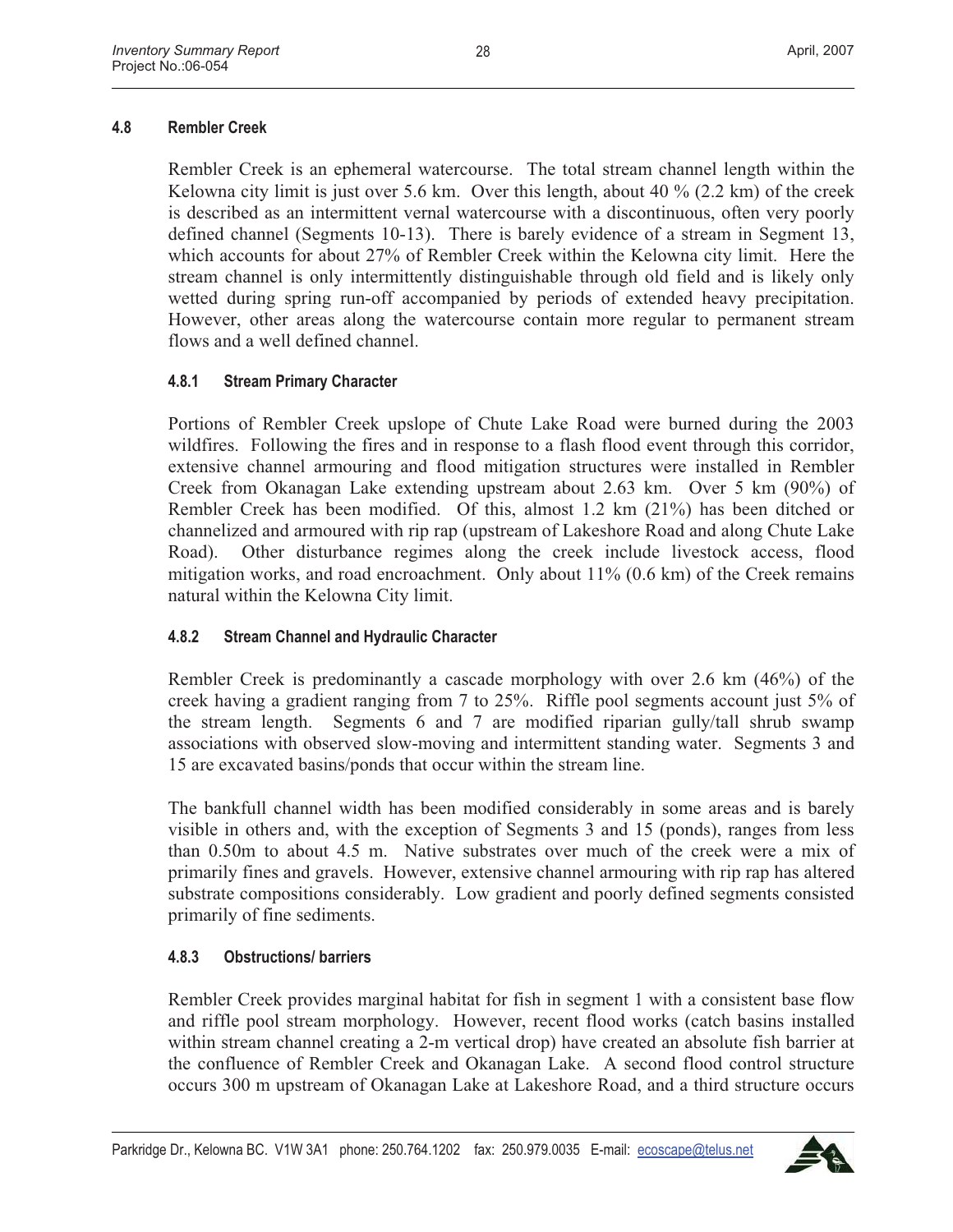## 4.8 Rembler Creek

Rembler Creek is an ephemeral watercourse. The total stream channel length within the Kelowna city limit is just over 5.6 km. Over this length, about 40 % (2.2 km) of the creek is described as an intermittent vernal watercourse with a discontinuous, often very poorly defined channel (Segments 10-13). There is barely evidence of a stream in Segment 13, which accounts for about 27% of Rembler Creek within the Kelowna city limit. Here the stream channel is only intermittently distinguishable through old field and is likely only wetted during spring run-off accompanied by periods of extended heavy precipitation. However, other areas along the watercourse contain more regular to permanent stream flows and a well defined channel.

### 4.8.1 Stream Primary Character

Portions of Rembler Creek upslope of Chute Lake Road were burned during the 2003 wildfires. Following the fires and in response to a flash flood event through this corridor, extensive channel armouring and flood mitigation structures were installed in Rembler Creek from Okanagan Lake extending upstream about 2.63 km. Over 5 km (90%) of Rembler Creek has been modified. Of this, almost 1.2 km (21%) has been ditched or channelized and armoured with rip rap (upstream of Lakeshore Road and along Chute Lake Road). Other disturbance regimes along the creek include livestock access, flood mitigation works, and road encroachment. Only about 11% (0.6 km) of the Creek remains natural within the Kelowna City limit.

### 4.8.2 Stream Channel and Hydraulic Character

Rembler Creek is predominantly a cascade morphology with over 2.6 km (46%) of the creek having a gradient ranging from 7 to 25%. Riffle pool segments account just 5% of the stream length. Segments 6 and 7 are modified riparian gully/tall shrub swamp associations with observed slow-moving and intermittent standing water. Segments 3 and 15 are excavated basins/ponds that occur within the stream line.

The bankfull channel width has been modified considerably in some areas and is barely visible in others and, with the exception of Segments 3 and 15 (ponds), ranges from less than 0.50m to about 4.5 m. Native substrates over much of the creek were a mix of primarily fines and gravels. However, extensive channel armouring with rip rap has altered substrate compositions considerably. Low gradient and poorly defined segments consisted primarily of fine sediments.

### 4.8.3 Obstructions/ barriers

Rembler Creek provides marginal habitat for fish in segment 1 with a consistent base flow and riffle pool stream morphology. However, recent flood works (catch basins installed within stream channel creating a 2-m vertical drop) have created an absolute fish barrier at the confluence of Rembler Creek and Okanagan Lake. A second flood control structure occurs 300 m upstream of Okanagan Lake at Lakeshore Road, and a third structure occurs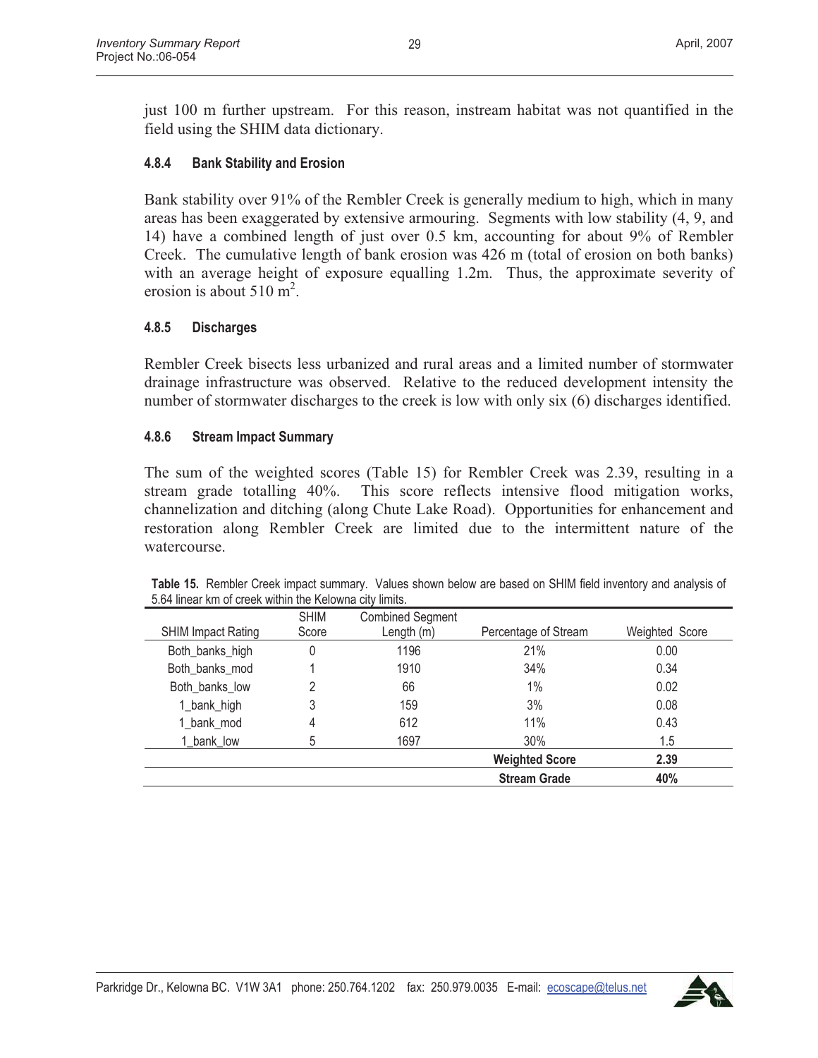just 100 m further upstream. For this reason, instream habitat was not quantified in the field using the SHIM data dictionary.

#### 4.8.4 Bank Stability and Erosion

Bank stability over 91% of the Rembler Creek is generally medium to high, which in many areas has been exaggerated by extensive armouring. Segments with low stability (4, 9, and 14) have a combined length of just over 0.5 km, accounting for about 9% of Rembler Creek. The cumulative length of bank erosion was 426 m (total of erosion on both banks) with an average height of exposure equalling 1.2m. Thus, the approximate severity of erosion is about 510 $m^2$.

#### 4.8.5 Discharges

Rembler Creek bisects less urbanized and rural areas and a limited number of stormwater drainage infrastructure was observed. Relative to the reduced development intensity the number of stormwater discharges to the creek is low with only six (6) discharges identified.

#### 4.8.6 Stream Impact Summary

The sum of the weighted scores (Table 15) for Rembler Creek was 2.39, resulting in a stream grade totalling 40%. This score reflects intensive flood mitigation works, channelization and ditching (along Chute Lake Road). Opportunities for enhancement and restoration along Rembler Creek are limited due to the intermittent nature of the watercourse.

**Table 15.** Rembler Creek impact summary. Values shown below are based on SHIM field inventory and analysis of 5.64 linear km of creek within the Kelowna city limits.

| SHIM Impact Rating | SHIM Score | Combined Segment Length (m) | Percentage of Stream | Weighted Score |
|---|---|---|---|---|
| Both_banks_high | 0 | 1196 | 21% | 0.00 |
| Both_banks_mod | 1 | 1910 | 34% | 0.34 |
| Both_banks_low | 2 | 66 | 1% | 0.02 |
| 1_bank_high | 3 | 159 | 3% | 0.08 |
| 1_bank_mod | 4 | 612 | 11% | 0.43 |
| 1_bank_low | 5 | 1697 | 30% | 1.5 |
| | | | **Weighted Score** | **2.39** |
| | | | **Stream Grade** | **40%** |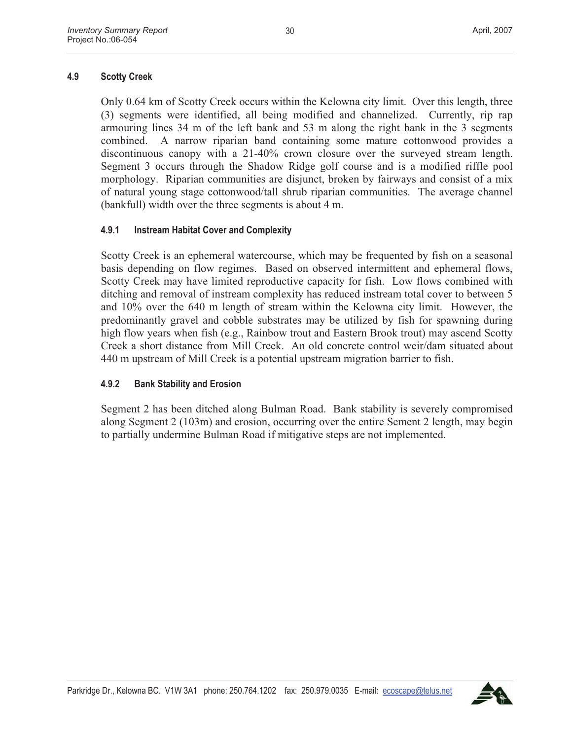## 4.9 Scotty Creek

Only 0.64 km of Scotty Creek occurs within the Kelowna city limit. Over this length, three (3) segments were identified, all being modified and channelized. Currently, rip rap armouring lines 34 m of the left bank and 53 m along the right bank in the 3 segments combined. A narrow riparian band containing some mature cottonwood provides a discontinuous canopy with a 21-40% crown closure over the surveyed stream length. Segment 3 occurs through the Shadow Ridge golf course and is a modified riffle pool morphology. Riparian communities are disjunct, broken by fairways and consist of a mix of natural young stage cottonwood/tall shrub riparian communities. The average channel (bankfull) width over the three segments is about 4 m.

### 4.9.1 Instream Habitat Cover and Complexity

Scotty Creek is an ephemeral watercourse, which may be frequented by fish on a seasonal basis depending on flow regimes. Based on observed intermittent and ephemeral flows, Scotty Creek may have limited reproductive capacity for fish. Low flows combined with ditching and removal of instream complexity has reduced instream total cover to between 5 and 10% over the 640 m length of stream within the Kelowna city limit. However, the predominantly gravel and cobble substrates may be utilized by fish for spawning during high flow years when fish (e.g., Rainbow trout and Eastern Brook trout) may ascend Scotty Creek a short distance from Mill Creek. An old concrete control weir/dam situated about 440 m upstream of Mill Creek is a potential upstream migration barrier to fish.

### 4.9.2 Bank Stability and Erosion

Segment 2 has been ditched along Bulman Road. Bank stability is severely compromised along Segment 2 (103m) and erosion, occurring over the entire Sement 2 length, may begin to partially undermine Bulman Road if mitigative steps are not implemented.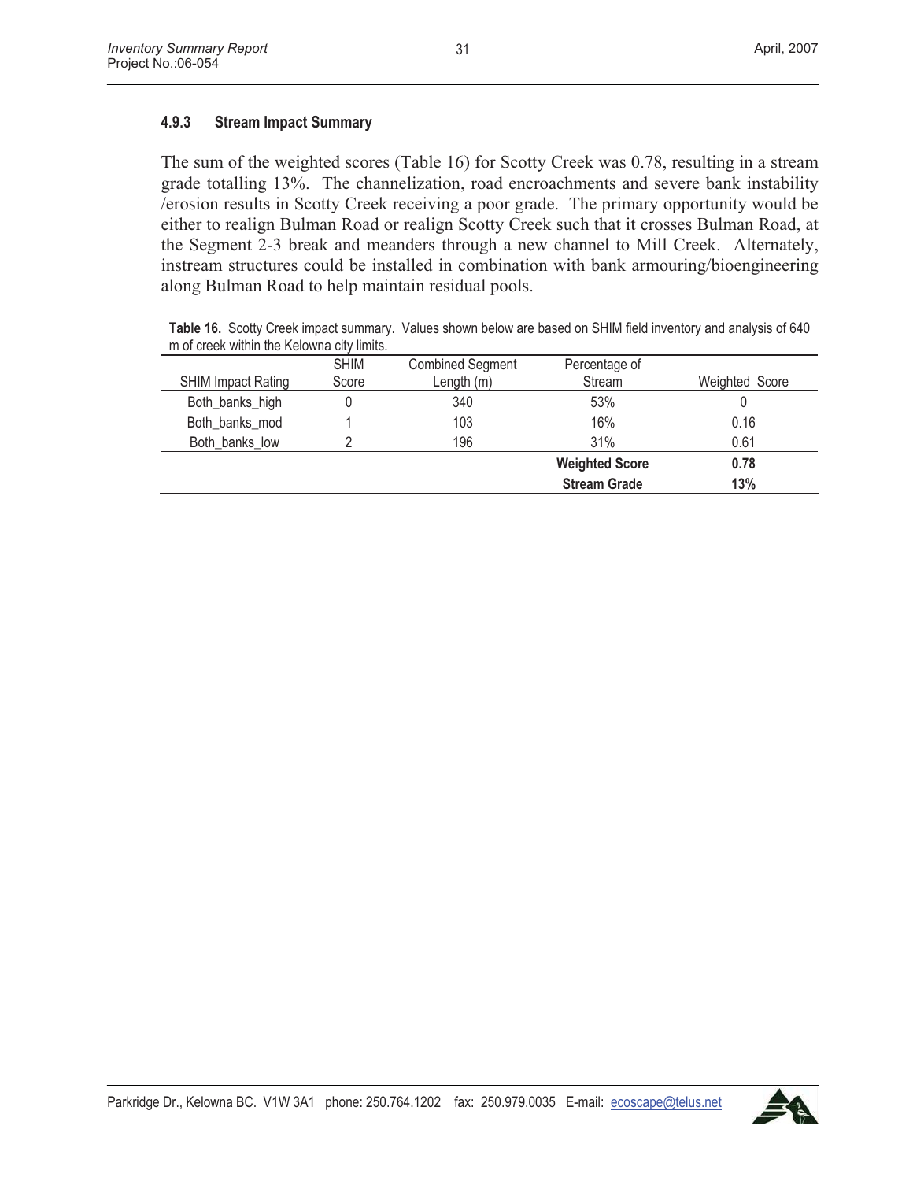### 4.9.3 Stream Impact Summary

The sum of the weighted scores (Table 16) for Scotty Creek was 0.78, resulting in a stream grade totalling 13%. The channelization, road encroachments and severe bank instability /erosion results in Scotty Creek receiving a poor grade. The primary opportunity would be either to realign Bulman Road or realign Scotty Creek such that it crosses Bulman Road, at the Segment 2-3 break and meanders through a new channel to Mill Creek. Alternately, instream structures could be installed in combination with bank armouring/bioengineering along Bulman Road to help maintain residual pools.

**Table 16.** Scotty Creek impact summary. Values shown below are based on SHIM field inventory and analysis of 640 m of creek within the Kelowna city limits.

| SHIM Impact Rating | SHIM Score | Combined Segment Length (m) | Percentage of Stream | Weighted Score |
|---|---|---|---|---|
| Both_banks_high | 0 | 340 | 53% | 0 |
| Both_banks_mod | 1 | 103 | 16% | 0.16 |
| Both_banks_low | 2 | 196 | 31% | 0.61 |
| | | | **Weighted Score** | **0.78** |
| | | | **Stream Grade** | **13%** |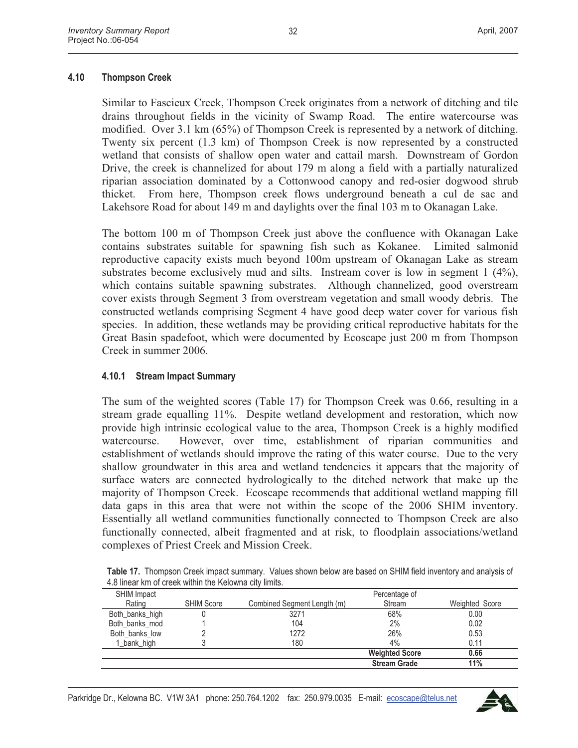## 4.10 Thompson Creek

Similar to Fascieux Creek, Thompson Creek originates from a network of ditching and tile drains throughout fields in the vicinity of Swamp Road. The entire watercourse was modified. Over 3.1 km (65%) of Thompson Creek is represented by a network of ditching. Twenty six percent (1.3 km) of Thompson Creek is now represented by a constructed wetland that consists of shallow open water and cattail marsh. Downstream of Gordon Drive, the creek is channelized for about 179 m along a field with a partially naturalized riparian association dominated by a Cottonwood canopy and red-osier dogwood shrub thicket. From here, Thompson creek flows underground beneath a cul de sac and Lakehsore Road for about 149 m and daylights over the final 103 m to Okanagan Lake.

The bottom 100 m of Thompson Creek just above the confluence with Okanagan Lake contains substrates suitable for spawning fish such as Kokanee. Limited salmonid reproductive capacity exists much beyond 100m upstream of Okanagan Lake as stream substrates become exclusively mud and silts. Instream cover is low in segment 1 (4%), which contains suitable spawning substrates. Although channelized, good overstream cover exists through Segment 3 from overstream vegetation and small woody debris. The constructed wetlands comprising Segment 4 have good deep water cover for various fish species. In addition, these wetlands may be providing critical reproductive habitats for the Great Basin spadefoot, which were documented by Ecoscape just 200 m from Thompson Creek in summer 2006.

### 4.10.1 Stream Impact Summary

The sum of the weighted scores (Table 17) for Thompson Creek was 0.66, resulting in a stream grade equalling 11%. Despite wetland development and restoration, which now provide high intrinsic ecological value to the area, Thompson Creek is a highly modified watercourse. However, over time, establishment of riparian communities and establishment of wetlands should improve the rating of this water course. Due to the very shallow groundwater in this area and wetland tendencies it appears that the majority of surface waters are connected hydrologically to the ditched network that make up the majority of Thompson Creek. Ecoscape recommends that additional wetland mapping fill data gaps in this area that were not within the scope of the 2006 SHIM inventory. Essentially all wetland communities functionally connected to Thompson Creek are also functionally connected, albeit fragmented and at risk, to floodplain associations/wetland complexes of Priest Creek and Mission Creek.

**Table 17.** Thompson Creek impact summary. Values shown below are based on SHIM field inventory and analysis of 4.8 linear km of creek within the Kelowna city limits.

| SHIM Impact Rating | SHIM Score | Combined Segment Length (m) | Percentage of Stream | Weighted Score |
|---|---|---|---|---|
| Both_banks_high | 0 | 3271 | 68% | 0.00 |
| Both_banks_mod | 1 | 104 | 2% | 0.02 |
| Both_banks_low | 2 | 1272 | 26% | 0.53 |
| 1_bank_high | 3 | 180 | 4% | 0.11 |
| | | | **Weighted Score** | **0.66** |
| | | | **Stream Grade** | **11%** |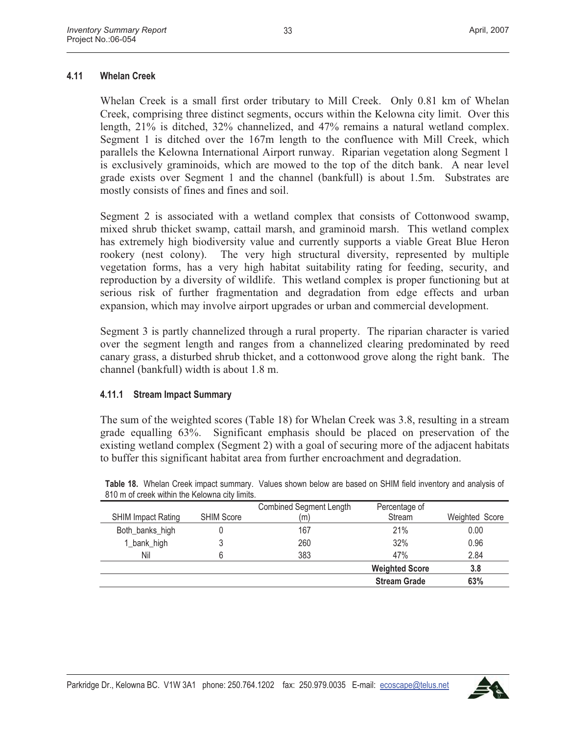### 4.11 Whelan Creek

Whelan Creek is a small first order tributary to Mill Creek. Only 0.81 km of Whelan Creek, comprising three distinct segments, occurs within the Kelowna city limit. Over this length, 21% is ditched, 32% channelized, and 47% remains a natural wetland complex. Segment 1 is ditched over the 167m length to the confluence with Mill Creek, which parallels the Kelowna International Airport runway. Riparian vegetation along Segment 1 is exclusively graminoids, which are mowed to the top of the ditch bank. A near level grade exists over Segment 1 and the channel (bankfull) is about 1.5m. Substrates are mostly consists of fines and fines and soil.

Segment 2 is associated with a wetland complex that consists of Cottonwood swamp, mixed shrub thicket swamp, cattail marsh, and graminoid marsh. This wetland complex has extremely high biodiversity value and currently supports a viable Great Blue Heron rookery (nest colony). The very high structural diversity, represented by multiple vegetation forms, has a very high habitat suitability rating for feeding, security, and reproduction by a diversity of wildlife. This wetland complex is proper functioning but at serious risk of further fragmentation and degradation from edge effects and urban expansion, which may involve airport upgrades or urban and commercial development.

Segment 3 is partly channelized through a rural property. The riparian character is varied over the segment length and ranges from a channelized clearing predominated by reed canary grass, a disturbed shrub thicket, and a cottonwood grove along the right bank. The channel (bankfull) width is about 1.8 m.

#### 4.11.1 Stream Impact Summary

The sum of the weighted scores (Table 18) for Whelan Creek was 3.8, resulting in a stream grade equalling 63%. Significant emphasis should be placed on preservation of the existing wetland complex (Segment 2) with a goal of securing more of the adjacent habitats to buffer this significant habitat area from further encroachment and degradation.

**Table 18.** Whelan Creek impact summary. Values shown below are based on SHIM field inventory and analysis of 810 m of creek within the Kelowna city limits.

| SHIM Impact Rating | SHIM Score | Combined Segment Length (m) | Percentage of Stream | Weighted Score |
|---|---|---|---|---|
| Both_banks_high | 0 | 167 | 21% | 0.00 |
| 1_bank_high | 3 | 260 | 32% | 0.96 |
| Nil | 6 | 383 | 47% | 2.84 |
| | | | **Weighted Score** | **3.8** |
| | | | **Stream Grade** | **63%** |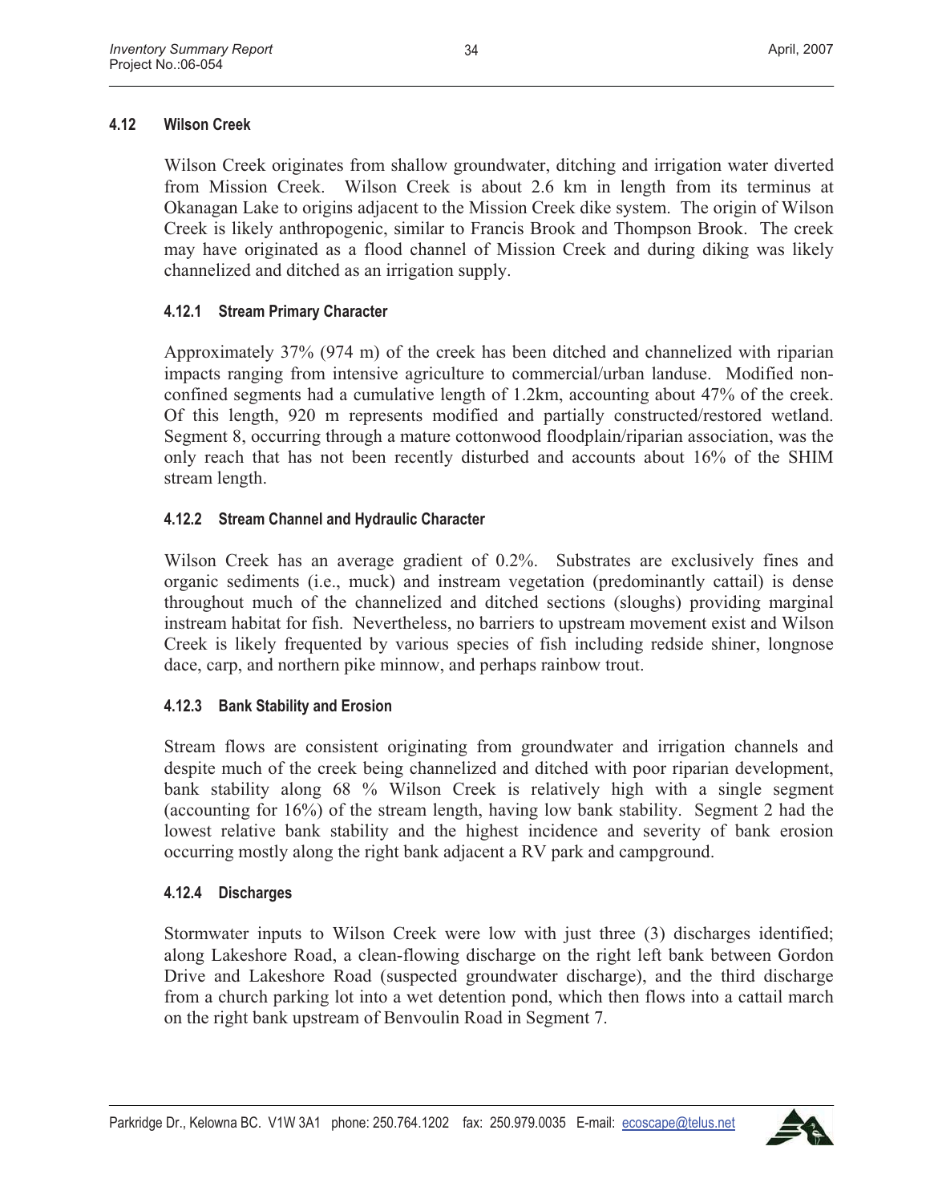## 4.12 Wilson Creek

Wilson Creek originates from shallow groundwater, ditching and irrigation water diverted from Mission Creek. Wilson Creek is about 2.6 km in length from its terminus at Okanagan Lake to origins adjacent to the Mission Creek dike system. The origin of Wilson Creek is likely anthropogenic, similar to Francis Brook and Thompson Brook. The creek may have originated as a flood channel of Mission Creek and during diking was likely channelized and ditched as an irrigation supply.

### 4.12.1 Stream Primary Character

Approximately 37% (974 m) of the creek has been ditched and channelized with riparian impacts ranging from intensive agriculture to commercial/urban landuse. Modified non-confined segments had a cumulative length of 1.2km, accounting about 47% of the creek. Of this length, 920 m represents modified and partially constructed/restored wetland. Segment 8, occurring through a mature cottonwood floodplain/riparian association, was the only reach that has not been recently disturbed and accounts about 16% of the SHIM stream length.

### 4.12.2 Stream Channel and Hydraulic Character

Wilson Creek has an average gradient of 0.2%. Substrates are exclusively fines and organic sediments (i.e., muck) and instream vegetation (predominantly cattail) is dense throughout much of the channelized and ditched sections (sloughs) providing marginal instream habitat for fish. Nevertheless, no barriers to upstream movement exist and Wilson Creek is likely frequented by various species of fish including redside shiner, longnose dace, carp, and northern pike minnow, and perhaps rainbow trout.

### 4.12.3 Bank Stability and Erosion

Stream flows are consistent originating from groundwater and irrigation channels and despite much of the creek being channelized and ditched with poor riparian development, bank stability along 68 % Wilson Creek is relatively high with a single segment (accounting for 16%) of the stream length, having low bank stability. Segment 2 had the lowest relative bank stability and the highest incidence and severity of bank erosion occurring mostly along the right bank adjacent a RV park and campground.

### 4.12.4 Discharges

Stormwater inputs to Wilson Creek were low with just three (3) discharges identified; along Lakeshore Road, a clean-flowing discharge on the right left bank between Gordon Drive and Lakeshore Road (suspected groundwater discharge), and the third discharge from a church parking lot into a wet detention pond, which then flows into a cattail march on the right bank upstream of Benvoulin Road in Segment 7.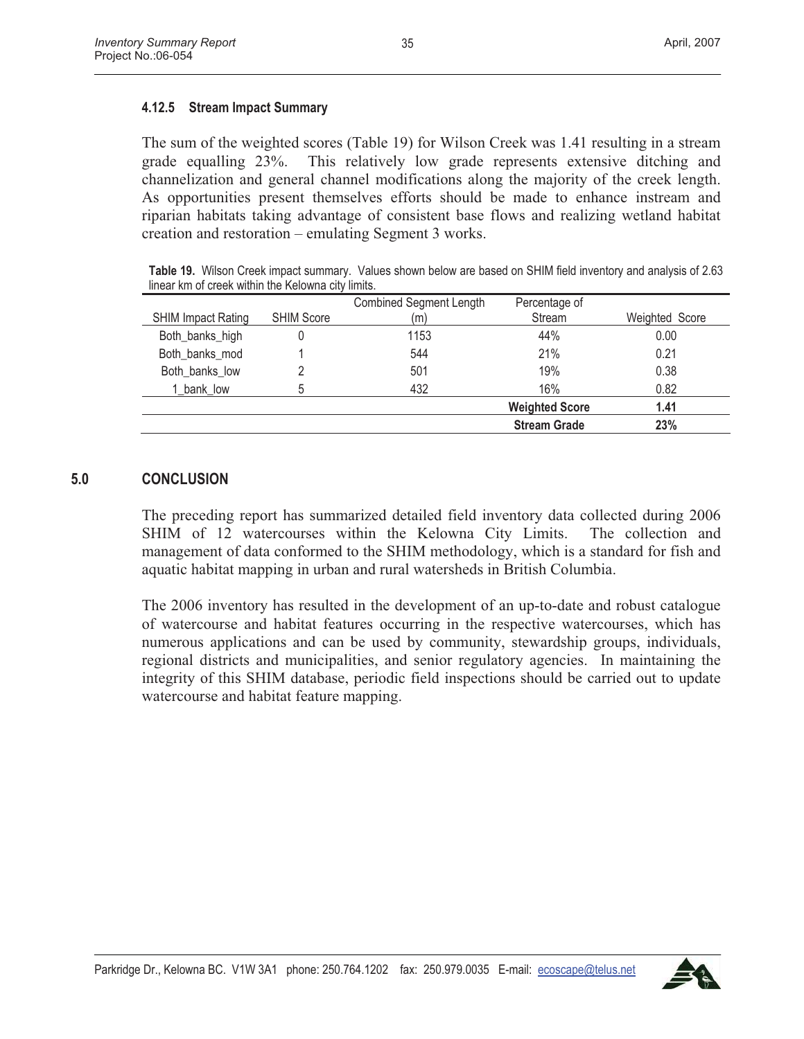#### 4.12.5 Stream Impact Summary

The sum of the weighted scores (Table 19) for Wilson Creek was 1.41 resulting in a stream grade equalling 23%. This relatively low grade represents extensive ditching and channelization and general channel modifications along the majority of the creek length. As opportunities present themselves efforts should be made to enhance instream and riparian habitats taking advantage of consistent base flows and realizing wetland habitat creation and restoration – emulating Segment 3 works.

**Table 19.** Wilson Creek impact summary. Values shown below are based on SHIM field inventory and analysis of 2.63 linear km of creek within the Kelowna city limits.

| SHIM Impact Rating | SHIM Score | Combined Segment Length (m) | Percentage of Stream | Weighted Score |
|---|---|---|---|---|
| Both_banks_high | 0 | 1153 | 44% | 0.00 |
| Both_banks_mod | 1 | 544 | 21% | 0.21 |
| Both_banks_low | 2 | 501 | 19% | 0.38 |
| 1_bank_low | 5 | 432 | 16% | 0.82 |
| | | | **Weighted Score** | **1.41** |
| | | | **Stream Grade** | **23%** |

## 5.0 CONCLUSION

The preceding report has summarized detailed field inventory data collected during 2006 SHIM of 12 watercourses within the Kelowna City Limits. The collection and management of data conformed to the SHIM methodology, which is a standard for fish and aquatic habitat mapping in urban and rural watersheds in British Columbia.

The 2006 inventory has resulted in the development of an up-to-date and robust catalogue of watercourse and habitat features occurring in the respective watercourses, which has numerous applications and can be used by community, stewardship groups, individuals, regional districts and municipalities, and senior regulatory agencies. In maintaining the integrity of this SHIM database, periodic field inspections should be carried out to update watercourse and habitat feature mapping.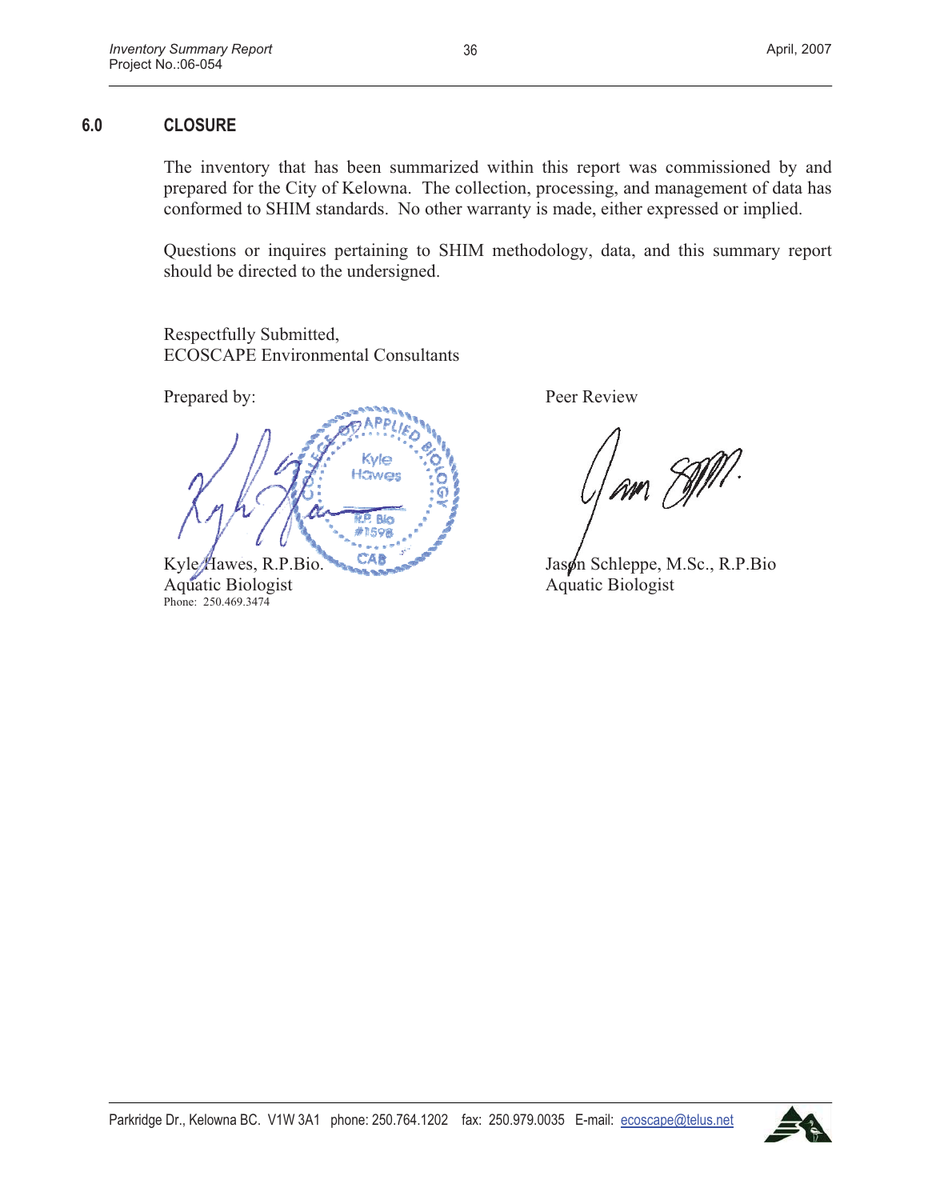## 6.0 CLOSURE

The inventory that has been summarized within this report was commissioned by and prepared for the City of Kelowna. The collection, processing, and management of data has conformed to SHIM standards. No other warranty is made, either expressed or implied.

Questions or inquires pertaining to SHIM methodology, data, and this summary report should be directed to the undersigned.

Respectfully Submitted,
ECOSCAPE Environmental Consultants

Prepared by:

Kyle Hawes, R.P.Bio.
Aquatic Biologist
Phone: 250.469.3474

Peer Review

Jason Schleppe, M.Sc., R.P.Bio
Aquatic Biologist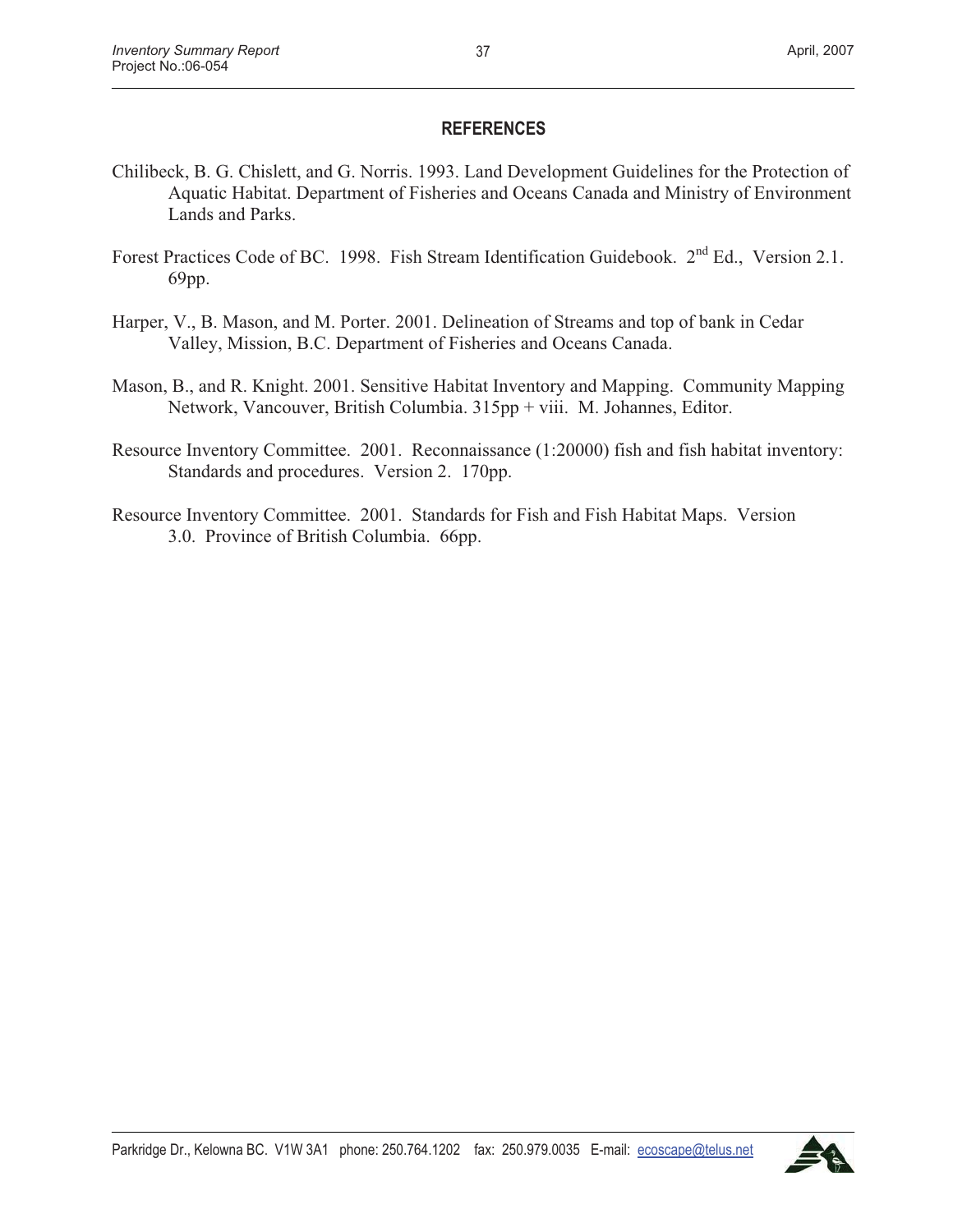## REFERENCES

Chilibeck, B. G. Chislett, and G. Norris. 1993. Land Development Guidelines for the Protection of Aquatic Habitat. Department of Fisheries and Oceans Canada and Ministry of Environment Lands and Parks.

Forest Practices Code of BC. 1998. Fish Stream Identification Guidebook. 2nd Ed., Version 2.1. 69pp.

Harper, V., B. Mason, and M. Porter. 2001. Delineation of Streams and top of bank in Cedar Valley, Mission, B.C. Department of Fisheries and Oceans Canada.

Mason, B., and R. Knight. 2001. Sensitive Habitat Inventory and Mapping. Community Mapping Network, Vancouver, British Columbia. 315pp + viii. M. Johannes, Editor.

Resource Inventory Committee. 2001. Reconnaissance (1:20000) fish and fish habitat inventory: Standards and procedures. Version 2. 170pp.

Resource Inventory Committee. 2001. Standards for Fish and Fish Habitat Maps. Version 3.0. Province of British Columbia. 66pp.